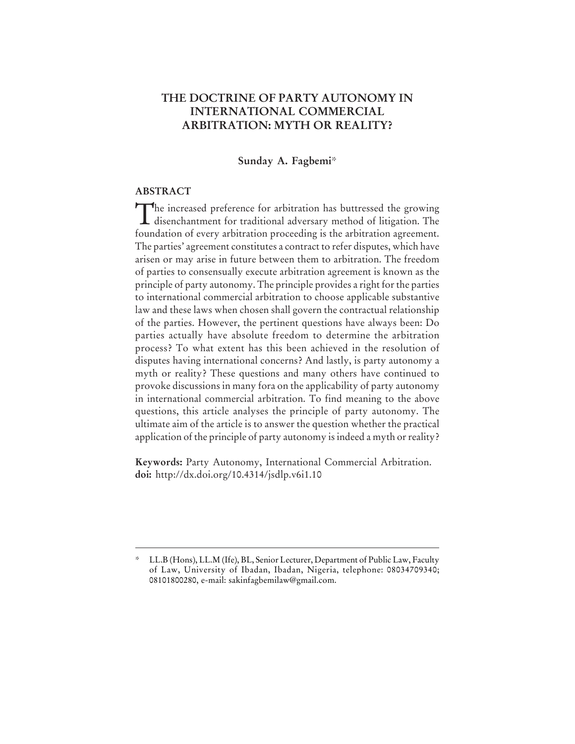# THE DOCTRINE OF PARTY AUTONOMY IN INTERNATIONAL COMMERCIAL ARBITRATION: MYTH OR REALITY?

**Sunday A. Fagbemi***

## ABSTRACT

The increased preference for arbitration has buttressed the growing disenchantment for traditional adversary method of litigation. The foundation of every arbitration proceeding is the arbitration agreement. The parties' agreement constitutes a contract to refer disputes, which have arisen or may arise in future between them to arbitration. The freedom of parties to consensually execute arbitration agreement is known as the principle of party autonomy. The principle provides a right for the parties to international commercial arbitration to choose applicable substantive law and these laws when chosen shall govern the contractual relationship of the parties. However, the pertinent questions have always been: Do parties actually have absolute freedom to determine the arbitration process? To what extent has this been achieved in the resolution of disputes having international concerns? And lastly, is party autonomy a myth or reality? These questions and many others have continued to provoke discussions in many fora on the applicability of party autonomy in international commercial arbitration. To find meaning to the above questions, this article analyses the principle of party autonomy. The ultimate aim of the article is to answer the question whether the practical application of the principle of party autonomy is indeed a myth or reality?

**Keywords:** Party Autonomy, International Commercial Arbitration.
**doi:** http://dx.doi.org/10.4314/jsdlp.v6i1.10

---

\* LL.B (Hons), LL.M (Ife), BL, Senior Lecturer, Department of Public Law, Faculty of Law, University of Ibadan, Ibadan, Nigeria, telephone: 08034709340; 08101800280, e-mail: sakinfagbemilaw@gmail.com.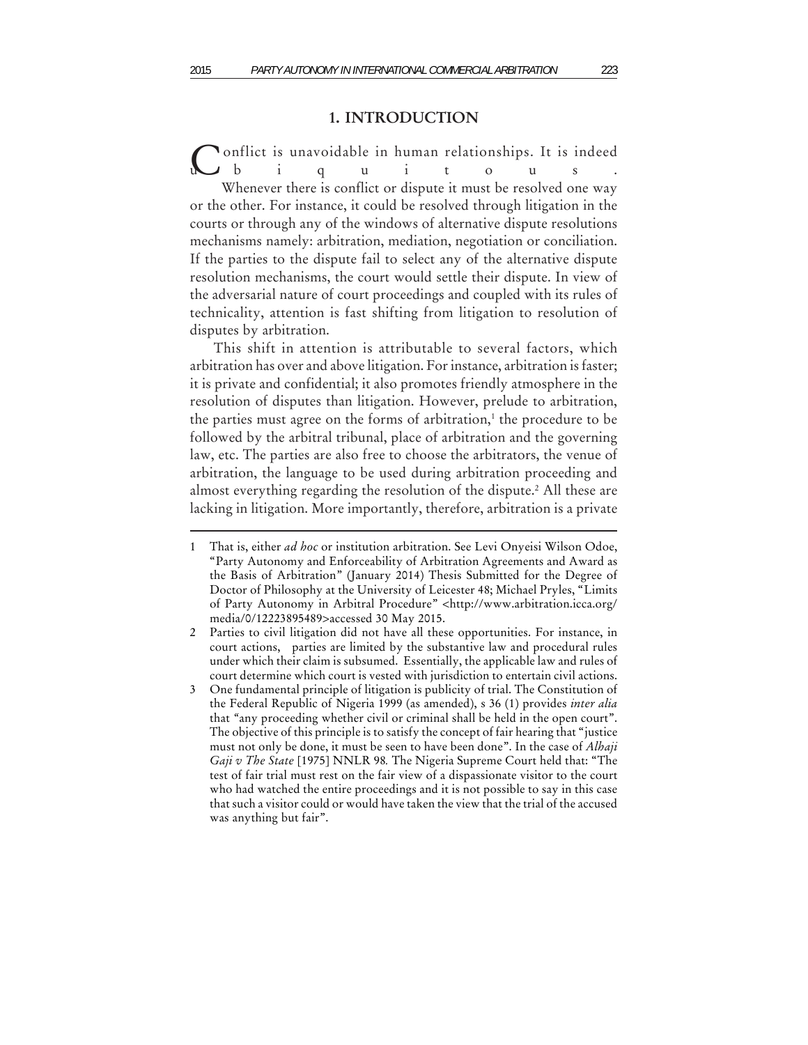## 1. INTRODUCTION

Conflict is unavoidable in human relationships. It is indeed ubiquitous.

Whenever there is conflict or dispute it must be resolved one way or the other. For instance, it could be resolved through litigation in the courts or through any of the windows of alternative dispute resolutions mechanisms namely: arbitration, mediation, negotiation or conciliation. If the parties to the dispute fail to select any of the alternative dispute resolution mechanisms, the court would settle their dispute. In view of the adversarial nature of court proceedings and coupled with its rules of technicality, attention is fast shifting from litigation to resolution of disputes by arbitration.

This shift in attention is attributable to several factors, which arbitration has over and above litigation. For instance, arbitration is faster; it is private and confidential; it also promotes friendly atmosphere in the resolution of disputes than litigation. However, prelude to arbitration, the parties must agree on the forms of arbitration,[1] the procedure to be followed by the arbitral tribunal, place of arbitration and the governing law, etc. The parties are also free to choose the arbitrators, the venue of arbitration, the language to be used during arbitration proceeding and almost everything regarding the resolution of the dispute.[2] All these are lacking in litigation. More importantly, therefore, arbitration is a private

---

1 That is, either *ad hoc* or institution arbitration. See Levi Onyeisi Wilson Odoe, "Party Autonomy and Enforceability of Arbitration Agreements and Award as the Basis of Arbitration" (January 2014) Thesis Submitted for the Degree of Doctor of Philosophy at the University of Leicester 48; Michael Pryles, "Limits of Party Autonomy in Arbitral Procedure" <http://www.arbitration.icca.org/media/0/12223895489>accessed 30 May 2015.

2 Parties to civil litigation did not have all these opportunities. For instance, in court actions, parties are limited by the substantive law and procedural rules under which their claim is subsumed. Essentially, the applicable law and rules of court determine which court is vested with jurisdiction to entertain civil actions.

3 One fundamental principle of litigation is publicity of trial. The Constitution of the Federal Republic of Nigeria 1999 (as amended), s 36 (1) provides *inter alia* that "any proceeding whether civil or criminal shall be held in the open court". The objective of this principle is to satisfy the concept of fair hearing that "justice must not only be done, it must be seen to have been done". In the case of *Alhaji Gaji v The State* [1975] NNLR 98. The Nigeria Supreme Court held that: "The test of fair trial must rest on the fair view of a dispassionate visitor to the court who had watched the entire proceedings and it is not possible to say in this case that such a visitor could or would have taken the view that the trial of the accused was anything but fair".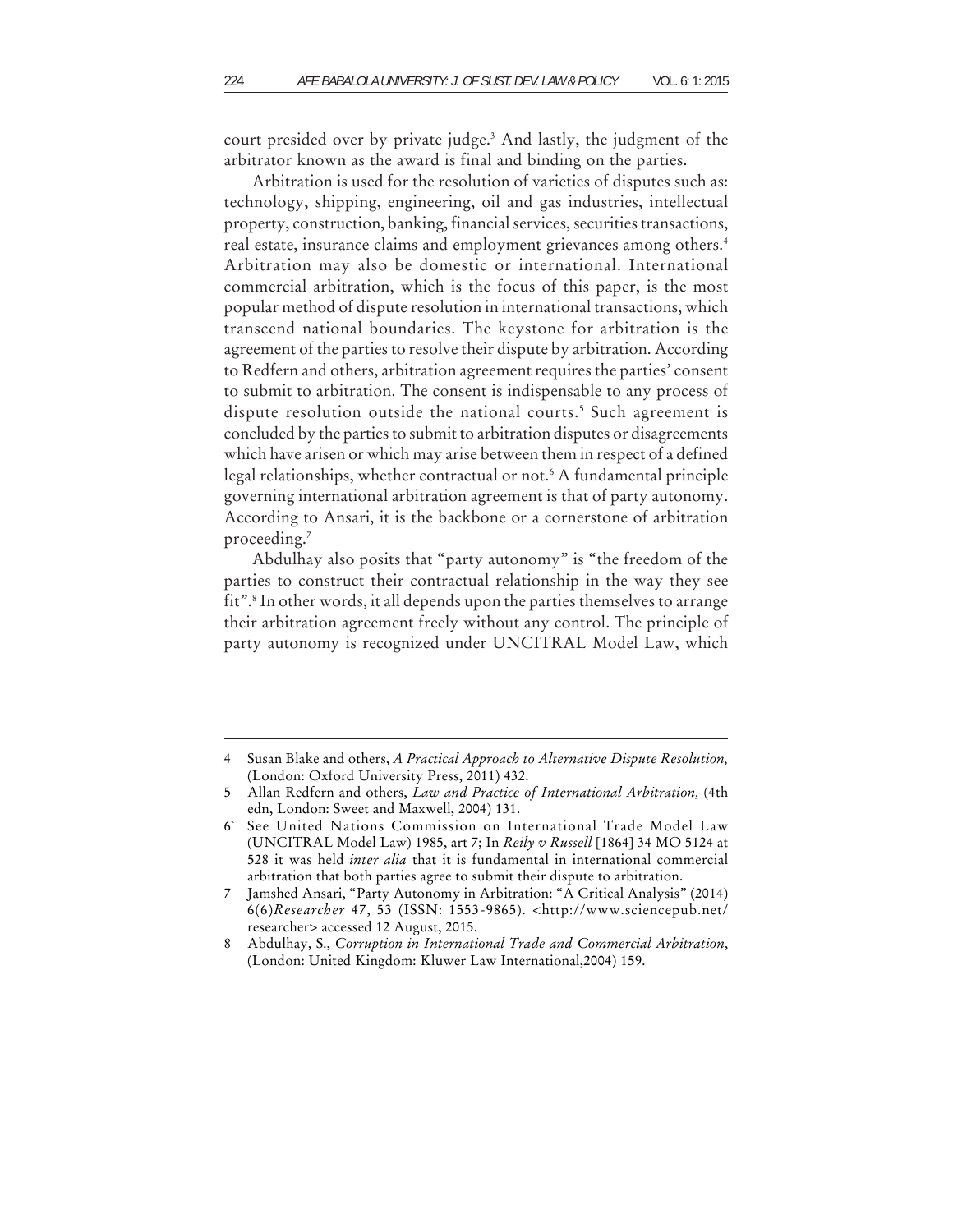court presided over by private judge.[3] And lastly, the judgment of the arbitrator known as the award is final and binding on the parties.

Arbitration is used for the resolution of varieties of disputes such as: technology, shipping, engineering, oil and gas industries, intellectual property, construction, banking, financial services, securities transactions, real estate, insurance claims and employment grievances among others.[4] Arbitration may also be domestic or international. International commercial arbitration, which is the focus of this paper, is the most popular method of dispute resolution in international transactions, which transcend national boundaries. The keystone for arbitration is the agreement of the parties to resolve their dispute by arbitration. According to Redfern and others, arbitration agreement requires the parties' consent to submit to arbitration. The consent is indispensable to any process of dispute resolution outside the national courts.[5] Such agreement is concluded by the parties to submit to arbitration disputes or disagreements which have arisen or which may arise between them in respect of a defined legal relationships, whether contractual or not.[6] A fundamental principle governing international arbitration agreement is that of party autonomy. According to Ansari, it is the backbone or a cornerstone of arbitration proceeding.[7]

Abdulhay also posits that "party autonomy" is "the freedom of the parties to construct their contractual relationship in the way they see fit".[8] In other words, it all depends upon the parties themselves to arrange their arbitration agreement freely without any control. The principle of party autonomy is recognized under UNCITRAL Model Law, which

---

4 Susan Blake and others, *A Practical Approach to Alternative Dispute Resolution,* (London: Oxford University Press, 2011) 432.

5 Allan Redfern and others, *Law and Practice of International Arbitration,* (4th edn, London: Sweet and Maxwell, 2004) 131.

6` See United Nations Commission on International Trade Model Law (UNCITRAL Model Law) 1985, art 7; In *Reily v Russell* [1864] 34 MO 5124 at 528 it was held *inter alia* that it is fundamental in international commercial arbitration that both parties agree to submit their dispute to arbitration.

7 Jamshed Ansari, "Party Autonomy in Arbitration: "A Critical Analysis" (2014) 6(6)*Researcher* 47, 53 (ISSN: 1553-9865). <http://www.sciencepub.net/researcher> accessed 12 August, 2015.

8 Abdulhay, S., *Corruption in International Trade and Commercial Arbitration*, (London: United Kingdom: Kluwer Law International,2004) 159.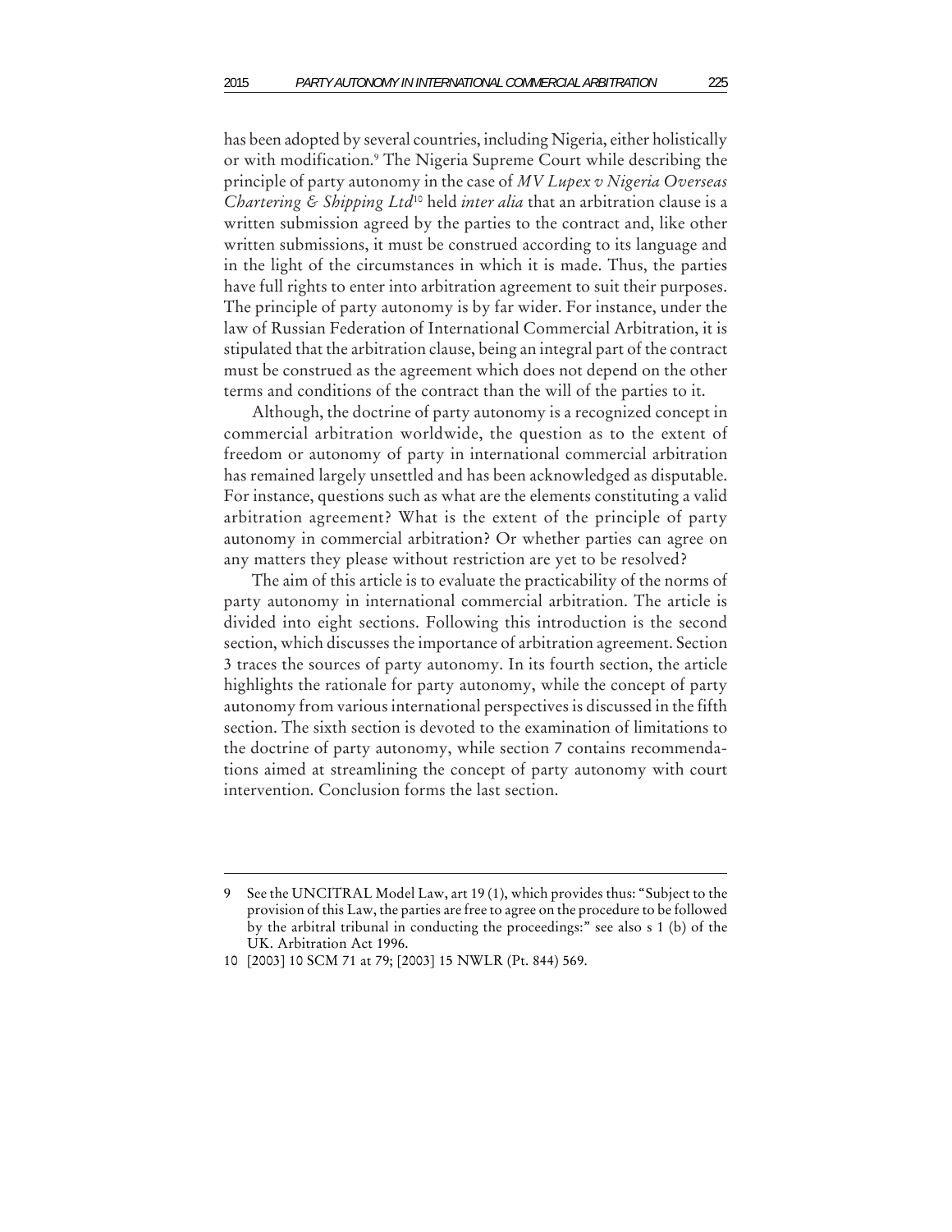has been adopted by several countries, including Nigeria, either holistically or with modification.[9] The Nigeria Supreme Court while describing the principle of party autonomy in the case of *MV Lupex v Nigeria Overseas Chartering & Shipping Ltd*[10] held *inter alia* that an arbitration clause is a written submission agreed by the parties to the contract and, like other written submissions, it must be construed according to its language and in the light of the circumstances in which it is made. Thus, the parties have full rights to enter into arbitration agreement to suit their purposes. The principle of party autonomy is by far wider. For instance, under the law of Russian Federation of International Commercial Arbitration, it is stipulated that the arbitration clause, being an integral part of the contract must be construed as the agreement which does not depend on the other terms and conditions of the contract than the will of the parties to it.

Although, the doctrine of party autonomy is a recognized concept in commercial arbitration worldwide, the question as to the extent of freedom or autonomy of party in international commercial arbitration has remained largely unsettled and has been acknowledged as disputable. For instance, questions such as what are the elements constituting a valid arbitration agreement? What is the extent of the principle of party autonomy in commercial arbitration? Or whether parties can agree on any matters they please without restriction are yet to be resolved?

The aim of this article is to evaluate the practicability of the norms of party autonomy in international commercial arbitration. The article is divided into eight sections. Following this introduction is the second section, which discusses the importance of arbitration agreement. Section 3 traces the sources of party autonomy. In its fourth section, the article highlights the rationale for party autonomy, while the concept of party autonomy from various international perspectives is discussed in the fifth section. The sixth section is devoted to the examination of limitations to the doctrine of party autonomy, while section 7 contains recommendations aimed at streamlining the concept of party autonomy with court intervention. Conclusion forms the last section.

---

9 See the UNCITRAL Model Law, art 19 (1), which provides thus: "Subject to the provision of this Law, the parties are free to agree on the procedure to be followed by the arbitral tribunal in conducting the proceedings:" see also s 1 (b) of the UK. Arbitration Act 1996.

10 [2003] 10 SCM 71 at 79; [2003] 15 NWLR (Pt. 844) 569.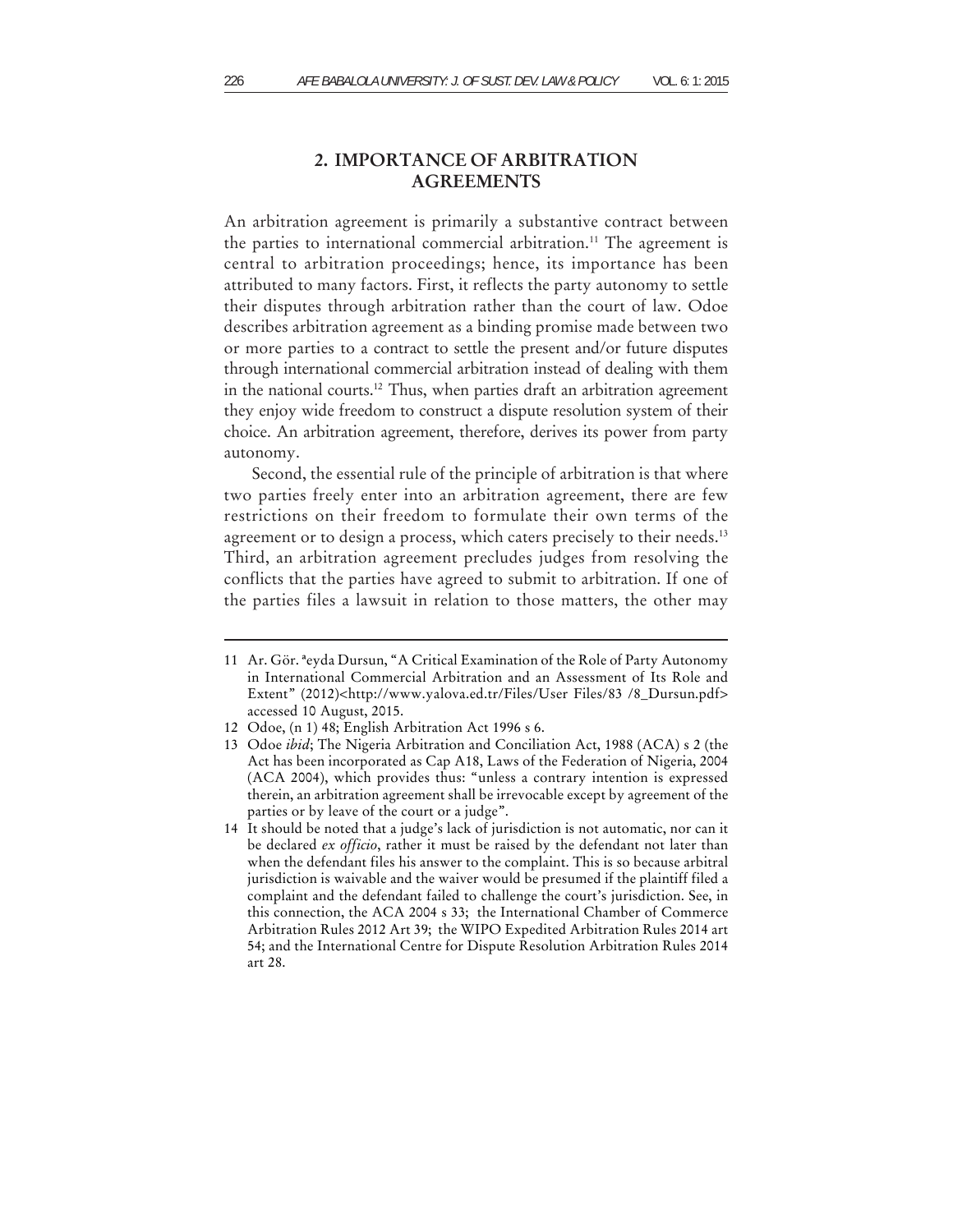## 2. IMPORTANCE OF ARBITRATION AGREEMENTS

An arbitration agreement is primarily a substantive contract between the parties to international commercial arbitration.[11] The agreement is central to arbitration proceedings; hence, its importance has been attributed to many factors. First, it reflects the party autonomy to settle their disputes through arbitration rather than the court of law. Odoe describes arbitration agreement as a binding promise made between two or more parties to a contract to settle the present and/or future disputes through international commercial arbitration instead of dealing with them in the national courts.[12] Thus, when parties draft an arbitration agreement they enjoy wide freedom to construct a dispute resolution system of their choice. An arbitration agreement, therefore, derives its power from party autonomy.

Second, the essential rule of the principle of arbitration is that where two parties freely enter into an arbitration agreement, there are few restrictions on their freedom to formulate their own terms of the agreement or to design a process, which caters precisely to their needs.[13] Third, an arbitration agreement precludes judges from resolving the conflicts that the parties have agreed to submit to arbitration. If one of the parties files a lawsuit in relation to those matters, the other may

---

11 Ar. Gör. ªeyda Dursun, "A Critical Examination of the Role of Party Autonomy in International Commercial Arbitration and an Assessment of Its Role and Extent" (2012)<http://www.yalova.ed.tr/Files/User Files/83 /8_Dursun.pdf> accessed 10 August, 2015.

12 Odoe, (n 1) 48; English Arbitration Act 1996 s 6.

13 Odoe *ibid*; The Nigeria Arbitration and Conciliation Act, 1988 (ACA) s 2 (the Act has been incorporated as Cap A18, Laws of the Federation of Nigeria, 2004 (ACA 2004), which provides thus: "unless a contrary intention is expressed therein, an arbitration agreement shall be irrevocable except by agreement of the parties or by leave of the court or a judge".

14 It should be noted that a judge's lack of jurisdiction is not automatic, nor can it be declared *ex officio*, rather it must be raised by the defendant not later than when the defendant files his answer to the complaint. This is so because arbitral jurisdiction is waivable and the waiver would be presumed if the plaintiff filed a complaint and the defendant failed to challenge the court's jurisdiction. See, in this connection, the ACA 2004 s 33; the International Chamber of Commerce Arbitration Rules 2012 Art 39; the WIPO Expedited Arbitration Rules 2014 art 54; and the International Centre for Dispute Resolution Arbitration Rules 2014 art 28.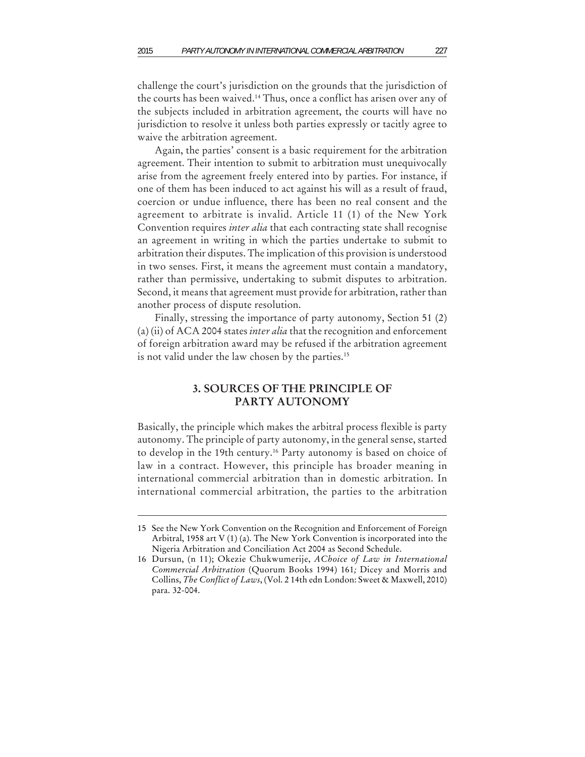challenge the court's jurisdiction on the grounds that the jurisdiction of the courts has been waived.[14] Thus, once a conflict has arisen over any of the subjects included in arbitration agreement, the courts will have no jurisdiction to resolve it unless both parties expressly or tacitly agree to waive the arbitration agreement.

Again, the parties' consent is a basic requirement for the arbitration agreement. Their intention to submit to arbitration must unequivocally arise from the agreement freely entered into by parties. For instance, if one of them has been induced to act against his will as a result of fraud, coercion or undue influence, there has been no real consent and the agreement to arbitrate is invalid. Article 11 (1) of the New York Convention requires *inter alia* that each contracting state shall recognise an agreement in writing in which the parties undertake to submit to arbitration their disputes. The implication of this provision is understood in two senses. First, it means the agreement must contain a mandatory, rather than permissive, undertaking to submit disputes to arbitration. Second, it means that agreement must provide for arbitration, rather than another process of dispute resolution.

Finally, stressing the importance of party autonomy, Section 51 (2) (a) (ii) of ACA 2004 states *inter alia* that the recognition and enforcement of foreign arbitration award may be refused if the arbitration agreement is not valid under the law chosen by the parties.[15]

## 3. SOURCES OF THE PRINCIPLE OF PARTY AUTONOMY

Basically, the principle which makes the arbitral process flexible is party autonomy. The principle of party autonomy, in the general sense, started to develop in the 19th century.[16] Party autonomy is based on choice of law in a contract. However, this principle has broader meaning in international commercial arbitration than in domestic arbitration. In international commercial arbitration, the parties to the arbitration

---

15 See the New York Convention on the Recognition and Enforcement of Foreign Arbitral, 1958 art V (1) (a). The New York Convention is incorporated into the Nigeria Arbitration and Conciliation Act 2004 as Second Schedule.

16 Dursun, (n 11); Okezie Chukwumerije, *AChoice of Law in International Commercial Arbitration* (Quorum Books 1994) 161*;* Dicey and Morris and Collins, *The Conflict of Laws*, (Vol. 2 14th edn London: Sweet & Maxwell, 2010) para. 32-004.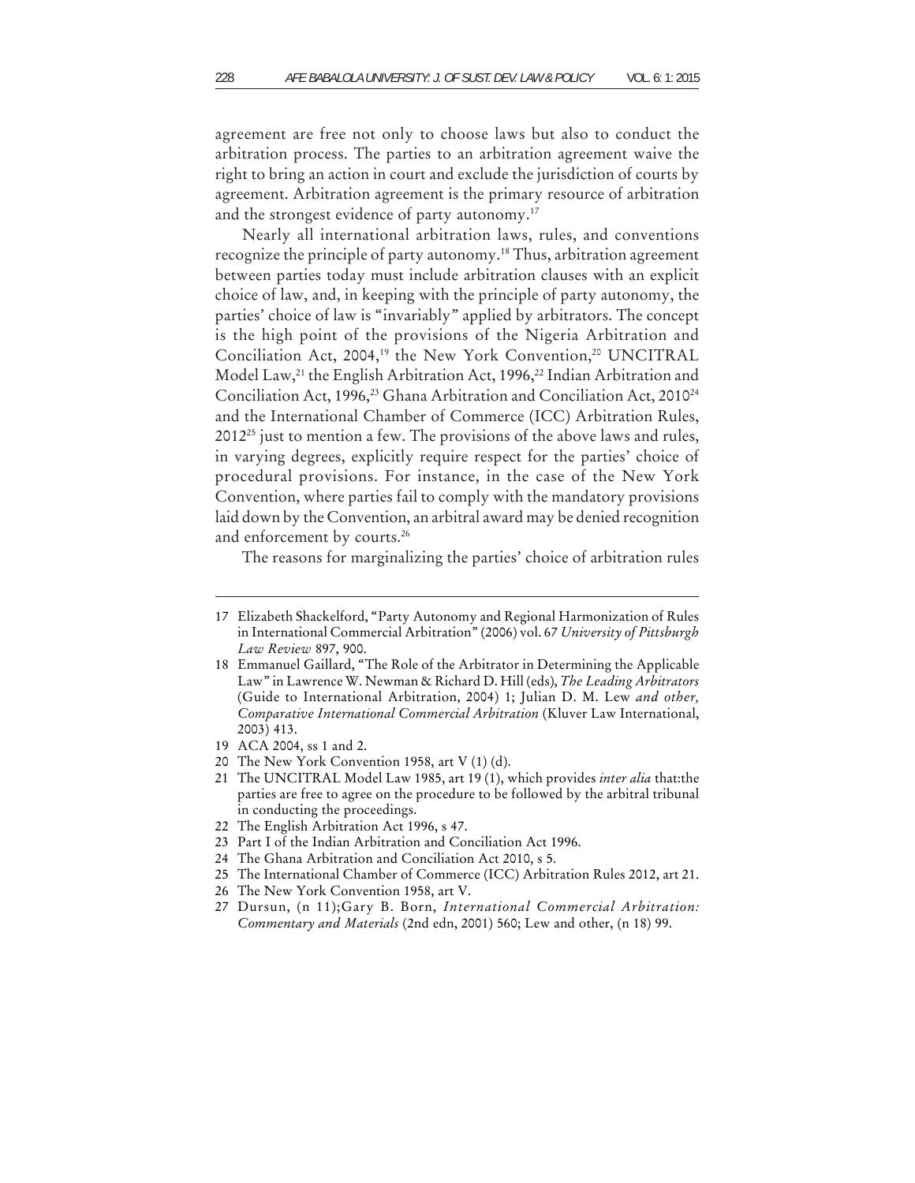agreement are free not only to choose laws but also to conduct the arbitration process. The parties to an arbitration agreement waive the right to bring an action in court and exclude the jurisdiction of courts by agreement. Arbitration agreement is the primary resource of arbitration and the strongest evidence of party autonomy.[17]

Nearly all international arbitration laws, rules, and conventions recognize the principle of party autonomy.[18] Thus, arbitration agreement between parties today must include arbitration clauses with an explicit choice of law, and, in keeping with the principle of party autonomy, the parties' choice of law is "invariably" applied by arbitrators. The concept is the high point of the provisions of the Nigeria Arbitration and Conciliation Act, 2004,[19] the New York Convention,[20] UNCITRAL Model Law,[21] the English Arbitration Act, 1996,[22] Indian Arbitration and Conciliation Act, 1996,[23] Ghana Arbitration and Conciliation Act, 2010[24] and the International Chamber of Commerce (ICC) Arbitration Rules, 2012[25] just to mention a few. The provisions of the above laws and rules, in varying degrees, explicitly require respect for the parties' choice of procedural provisions. For instance, in the case of the New York Convention, where parties fail to comply with the mandatory provisions laid down by the Convention, an arbitral award may be denied recognition and enforcement by courts.[26]

The reasons for marginalizing the parties' choice of arbitration rules

---

17 Elizabeth Shackelford, "Party Autonomy and Regional Harmonization of Rules in International Commercial Arbitration" (2006) vol. 67 *University of Pittsburgh Law Review* 897, 900.

18 Emmanuel Gaillard, "The Role of the Arbitrator in Determining the Applicable Law" in Lawrence W. Newman & Richard D. Hill (eds), *The Leading Arbitrators* (Guide to International Arbitration, 2004) 1; Julian D. M. Lew *and other, Comparative International Commercial Arbitration* (Kluver Law International, 2003) 413.

19 ACA 2004, ss 1 and 2.

20 The New York Convention 1958, art V (1) (d).

21 The UNCITRAL Model Law 1985, art 19 (1), which provides *inter alia* that:the parties are free to agree on the procedure to be followed by the arbitral tribunal in conducting the proceedings.

22 The English Arbitration Act 1996, s 47.

23 Part I of the Indian Arbitration and Conciliation Act 1996.

24 The Ghana Arbitration and Conciliation Act 2010, s 5.

25 The International Chamber of Commerce (ICC) Arbitration Rules 2012, art 21.

26 The New York Convention 1958, art V.

27 Dursun, (n 11);Gary B. Born, *International Commercial Arbitration: Commentary and Materials* (2nd edn, 2001) 560; Lew and other, (n 18) 99.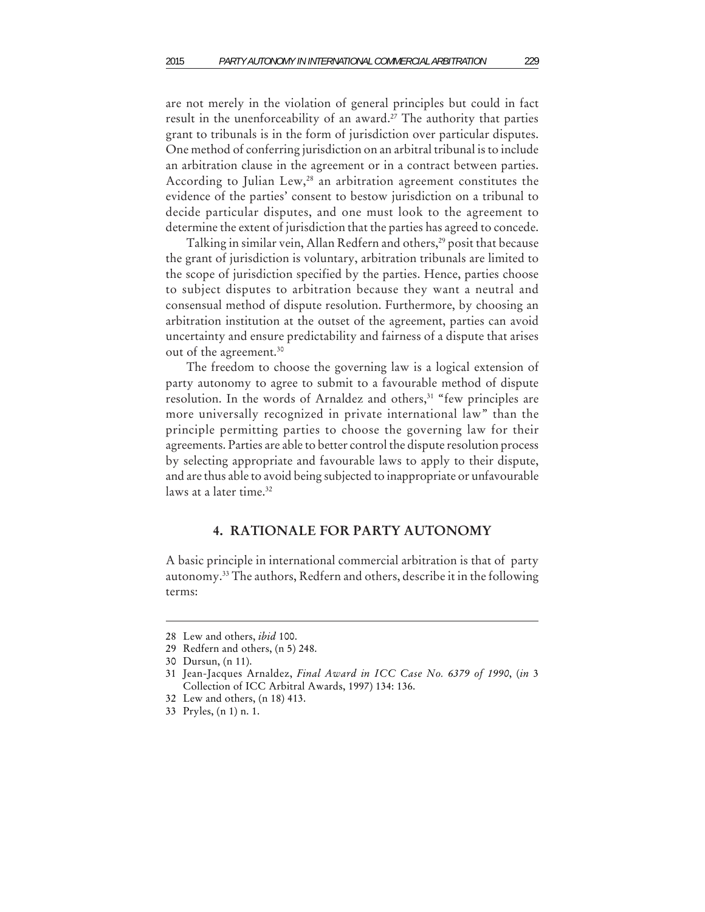are not merely in the violation of general principles but could in fact result in the unenforceability of an award.[27] The authority that parties grant to tribunals is in the form of jurisdiction over particular disputes. One method of conferring jurisdiction on an arbitral tribunal is to include an arbitration clause in the agreement or in a contract between parties. According to Julian Lew,[28] an arbitration agreement constitutes the evidence of the parties' consent to bestow jurisdiction on a tribunal to decide particular disputes, and one must look to the agreement to determine the extent of jurisdiction that the parties has agreed to concede.

Talking in similar vein, Allan Redfern and others,[29] posit that because the grant of jurisdiction is voluntary, arbitration tribunals are limited to the scope of jurisdiction specified by the parties. Hence, parties choose to subject disputes to arbitration because they want a neutral and consensual method of dispute resolution. Furthermore, by choosing an arbitration institution at the outset of the agreement, parties can avoid uncertainty and ensure predictability and fairness of a dispute that arises out of the agreement.[30]

The freedom to choose the governing law is a logical extension of party autonomy to agree to submit to a favourable method of dispute resolution. In the words of Arnaldez and others,[31] "few principles are more universally recognized in private international law" than the principle permitting parties to choose the governing law for their agreements. Parties are able to better control the dispute resolution process by selecting appropriate and favourable laws to apply to their dispute, and are thus able to avoid being subjected to inappropriate or unfavourable laws at a later time.[32]

## 4. RATIONALE FOR PARTY AUTONOMY

A basic principle in international commercial arbitration is that of party autonomy.[33] The authors, Redfern and others, describe it in the following terms:

---

28 Lew and others, *ibid* 100.

29 Redfern and others, (n 5) 248.

30 Dursun, (n 11).

31 Jean-Jacques Arnaldez, *Final Award in ICC Case No. 6379 of 1990*, (*in* 3 Collection of ICC Arbitral Awards, 1997) 134: 136.

32 Lew and others, (n 18) 413.

33 Pryles, (n 1) n. 1.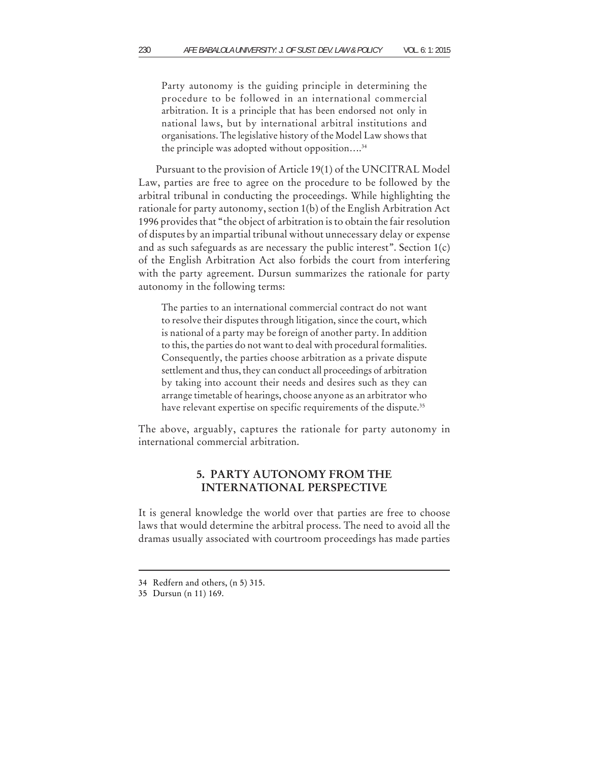> Party autonomy is the guiding principle in determining the procedure to be followed in an international commercial arbitration. It is a principle that has been endorsed not only in national laws, but by international arbitral institutions and organisations. The legislative history of the Model Law shows that the principle was adopted without opposition….[34]

Pursuant to the provision of Article 19(1) of the UNCITRAL Model Law, parties are free to agree on the procedure to be followed by the arbitral tribunal in conducting the proceedings. While highlighting the rationale for party autonomy, section 1(b) of the English Arbitration Act 1996 provides that "the object of arbitration is to obtain the fair resolution of disputes by an impartial tribunal without unnecessary delay or expense and as such safeguards as are necessary the public interest". Section 1(c) of the English Arbitration Act also forbids the court from interfering with the party agreement. Dursun summarizes the rationale for party autonomy in the following terms:

> The parties to an international commercial contract do not want to resolve their disputes through litigation, since the court, which is national of a party may be foreign of another party. In addition to this, the parties do not want to deal with procedural formalities. Consequently, the parties choose arbitration as a private dispute settlement and thus, they can conduct all proceedings of arbitration by taking into account their needs and desires such as they can arrange timetable of hearings, choose anyone as an arbitrator who have relevant expertise on specific requirements of the dispute.[35]

The above, arguably, captures the rationale for party autonomy in international commercial arbitration.

## 5. PARTY AUTONOMY FROM THE INTERNATIONAL PERSPECTIVE

It is general knowledge the world over that parties are free to choose laws that would determine the arbitral process. The need to avoid all the dramas usually associated with courtroom proceedings has made parties

---

34 Redfern and others, (n 5) 315.

35 Dursun (n 11) 169.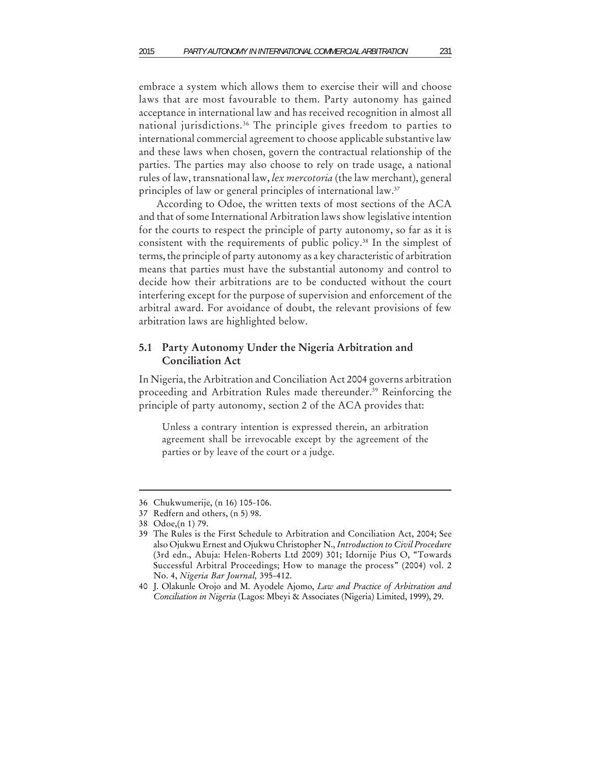embrace a system which allows them to exercise their will and choose laws that are most favourable to them. Party autonomy has gained acceptance in international law and has received recognition in almost all national jurisdictions.[36] The principle gives freedom to parties to international commercial agreement to choose applicable substantive law and these laws when chosen, govern the contractual relationship of the parties. The parties may also choose to rely on trade usage, a national rules of law, transnational law, *lex mercotoria* (the law merchant), general principles of law or general principles of international law.[37]

According to Odoe, the written texts of most sections of the ACA and that of some International Arbitration laws show legislative intention for the courts to respect the principle of party autonomy, so far as it is consistent with the requirements of public policy.[38] In the simplest of terms, the principle of party autonomy as a key characteristic of arbitration means that parties must have the substantial autonomy and control to decide how their arbitrations are to be conducted without the court interfering except for the purpose of supervision and enforcement of the arbitral award. For avoidance of doubt, the relevant provisions of few arbitration laws are highlighted below.

## 5.1 Party Autonomy Under the Nigeria Arbitration and Conciliation Act

In Nigeria, the Arbitration and Conciliation Act 2004 governs arbitration proceeding and Arbitration Rules made thereunder.[39] Reinforcing the principle of party autonomy, section 2 of the ACA provides that:

> Unless a contrary intention is expressed therein, an arbitration agreement shall be irrevocable except by the agreement of the parties or by leave of the court or a judge.

---

36 Chukwumerije, (n 16) 105-106.

37 Redfern and others, (n 5) 98.

38 Odoe,(n 1) 79.

39 The Rules is the First Schedule to Arbitration and Conciliation Act, 2004; See also Ojukwu Ernest and Ojukwu Christopher N., *Introduction to Civil Procedure* (3rd edn., Abuja: Helen-Roberts Ltd 2009) 301; Idornije Pius O, "Towards Successful Arbitral Proceedings; How to manage the process" (2004) vol. 2 No. 4, *Nigeria Bar Journal,* 395-412.

40 J. Olakunle Orojo and M. Ayodele Ajomo, *Law and Practice of Arbitration and Conciliation in Nigeria* (Lagos: Mbeyi & Associates (Nigeria) Limited, 1999), 29.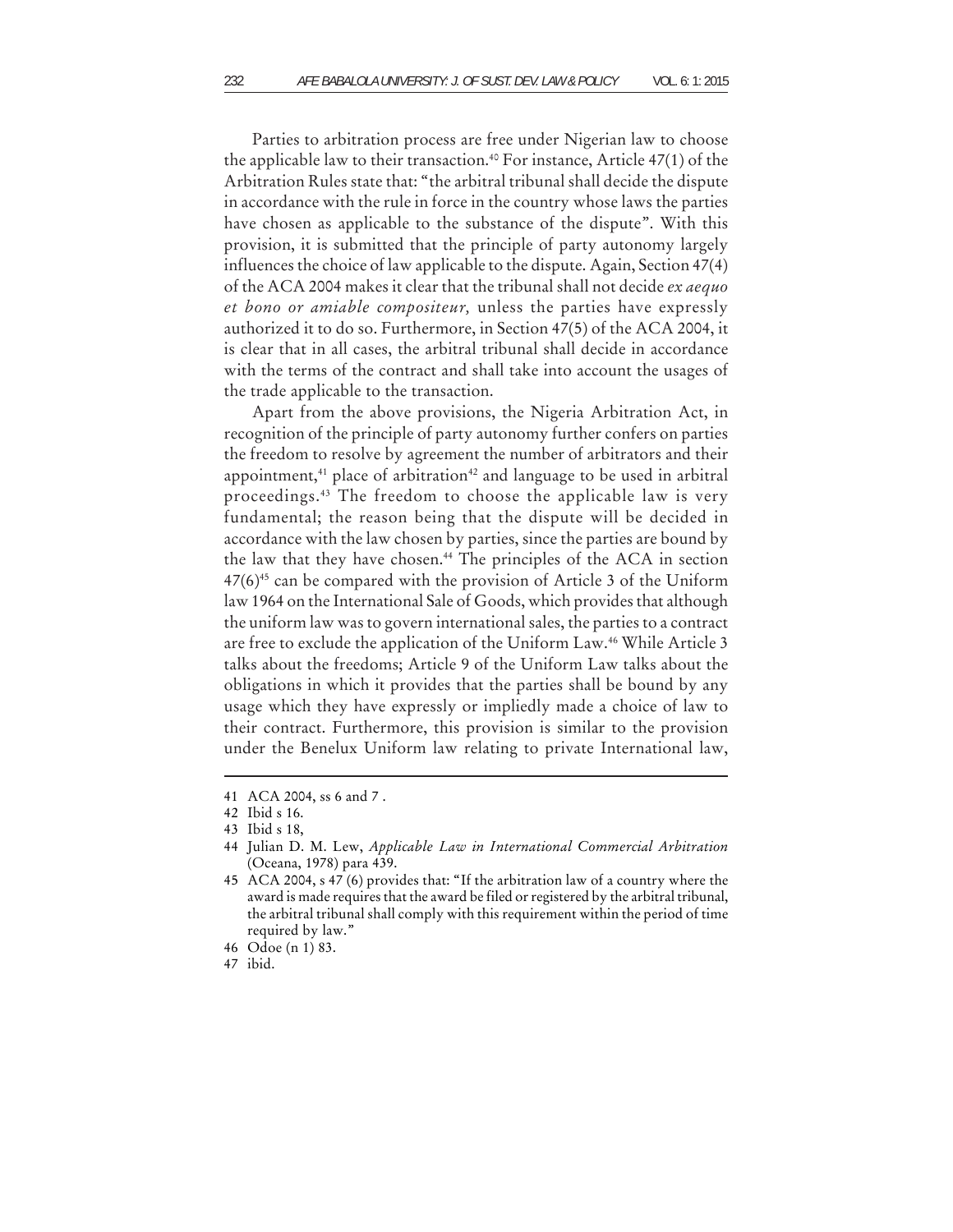Parties to arbitration process are free under Nigerian law to choose the applicable law to their transaction.[40] For instance, Article 47(1) of the Arbitration Rules state that: "the arbitral tribunal shall decide the dispute in accordance with the rule in force in the country whose laws the parties have chosen as applicable to the substance of the dispute". With this provision, it is submitted that the principle of party autonomy largely influences the choice of law applicable to the dispute. Again, Section 47(4) of the ACA 2004 makes it clear that the tribunal shall not decide *ex aequo et bono or amiable compositeur,* unless the parties have expressly authorized it to do so. Furthermore, in Section 47(5) of the ACA 2004, it is clear that in all cases, the arbitral tribunal shall decide in accordance with the terms of the contract and shall take into account the usages of the trade applicable to the transaction.

Apart from the above provisions, the Nigeria Arbitration Act, in recognition of the principle of party autonomy further confers on parties the freedom to resolve by agreement the number of arbitrators and their appointment,[41] place of arbitration[42] and language to be used in arbitral proceedings.[43] The freedom to choose the applicable law is very fundamental; the reason being that the dispute will be decided in accordance with the law chosen by parties, since the parties are bound by the law that they have chosen.[44] The principles of the ACA in section 47(6)[45] can be compared with the provision of Article 3 of the Uniform law 1964 on the International Sale of Goods, which provides that although the uniform law was to govern international sales, the parties to a contract are free to exclude the application of the Uniform Law.[46] While Article 3 talks about the freedoms; Article 9 of the Uniform Law talks about the obligations in which it provides that the parties shall be bound by any usage which they have expressly or impliedly made a choice of law to their contract. Furthermore, this provision is similar to the provision under the Benelux Uniform law relating to private International law,

---

41 ACA 2004, ss 6 and 7 .

42 Ibid s 16.

43 Ibid s 18,

44 Julian D. M. Lew, *Applicable Law in International Commercial Arbitration* (Oceana, 1978) para 439.

45 ACA 2004, s 47 (6) provides that: "If the arbitration law of a country where the award is made requires that the award be filed or registered by the arbitral tribunal, the arbitral tribunal shall comply with this requirement within the period of time required by law."

46 Odoe (n 1) 83.

47 ibid.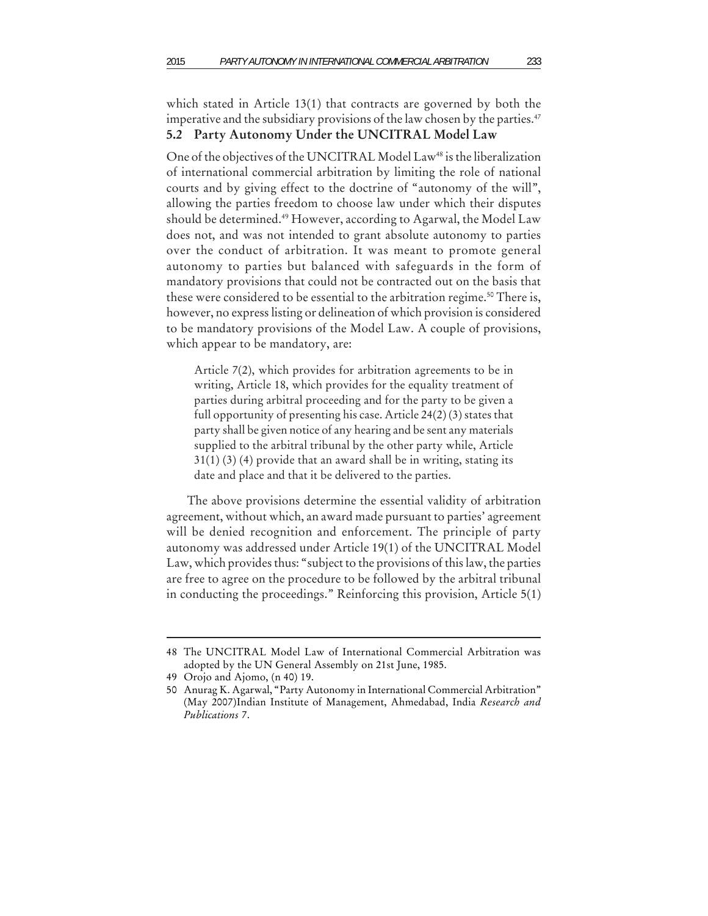which stated in Article 13(1) that contracts are governed by both the imperative and the subsidiary provisions of the law chosen by the parties.[47]

### 5.2 Party Autonomy Under the UNCITRAL Model Law

One of the objectives of the UNCITRAL Model Law[48] is the liberalization of international commercial arbitration by limiting the role of national courts and by giving effect to the doctrine of "autonomy of the will", allowing the parties freedom to choose law under which their disputes should be determined.[49] However, according to Agarwal, the Model Law does not, and was not intended to grant absolute autonomy to parties over the conduct of arbitration. It was meant to promote general autonomy to parties but balanced with safeguards in the form of mandatory provisions that could not be contracted out on the basis that these were considered to be essential to the arbitration regime.[50] There is, however, no express listing or delineation of which provision is considered to be mandatory provisions of the Model Law. A couple of provisions, which appear to be mandatory, are:

> Article 7(2), which provides for arbitration agreements to be in writing, Article 18, which provides for the equality treatment of parties during arbitral proceeding and for the party to be given a full opportunity of presenting his case. Article 24(2) (3) states that party shall be given notice of any hearing and be sent any materials supplied to the arbitral tribunal by the other party while, Article 31(1) (3) (4) provide that an award shall be in writing, stating its date and place and that it be delivered to the parties.

The above provisions determine the essential validity of arbitration agreement, without which, an award made pursuant to parties' agreement will be denied recognition and enforcement. The principle of party autonomy was addressed under Article 19(1) of the UNCITRAL Model Law, which provides thus: "subject to the provisions of this law, the parties are free to agree on the procedure to be followed by the arbitral tribunal in conducting the proceedings." Reinforcing this provision, Article 5(1)

---

48 The UNCITRAL Model Law of International Commercial Arbitration was adopted by the UN General Assembly on 21st June, 1985.

49 Orojo and Ajomo, (n 40) 19.

50 Anurag K. Agarwal, "Party Autonomy in International Commercial Arbitration" (May 2007)Indian Institute of Management, Ahmedabad, India *Research and Publications* 7.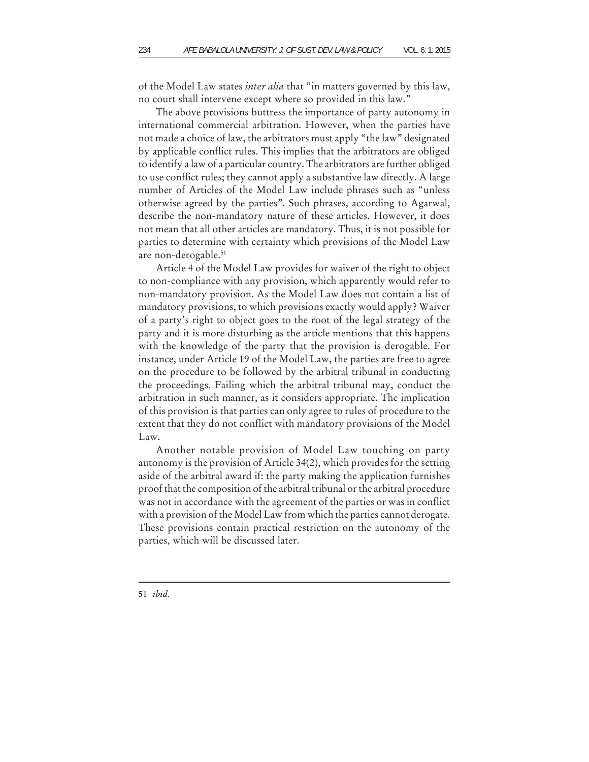of the Model Law states *inter alia* that "in matters governed by this law, no court shall intervene except where so provided in this law."

The above provisions buttress the importance of party autonomy in international commercial arbitration. However, when the parties have not made a choice of law, the arbitrators must apply "the law" designated by applicable conflict rules. This implies that the arbitrators are obliged to identify a law of a particular country. The arbitrators are further obliged to use conflict rules; they cannot apply a substantive law directly. A large number of Articles of the Model Law include phrases such as "unless otherwise agreed by the parties". Such phrases, according to Agarwal, describe the non-mandatory nature of these articles. However, it does not mean that all other articles are mandatory. Thus, it is not possible for parties to determine with certainty which provisions of the Model Law are non-derogable.[51]

Article 4 of the Model Law provides for waiver of the right to object to non-compliance with any provision, which apparently would refer to non-mandatory provision. As the Model Law does not contain a list of mandatory provisions, to which provisions exactly would apply? Waiver of a party's right to object goes to the root of the legal strategy of the party and it is more disturbing as the article mentions that this happens with the knowledge of the party that the provision is derogable. For instance, under Article 19 of the Model Law, the parties are free to agree on the procedure to be followed by the arbitral tribunal in conducting the proceedings. Failing which the arbitral tribunal may, conduct the arbitration in such manner, as it considers appropriate. The implication of this provision is that parties can only agree to rules of procedure to the extent that they do not conflict with mandatory provisions of the Model Law.

Another notable provision of Model Law touching on party autonomy is the provision of Article 34(2), which provides for the setting aside of the arbitral award if: the party making the application furnishes proof that the composition of the arbitral tribunal or the arbitral procedure was not in accordance with the agreement of the parties or was in conflict with a provision of the Model Law from which the parties cannot derogate. These provisions contain practical restriction on the autonomy of the parties, which will be discussed later.

---

51 *ibid.*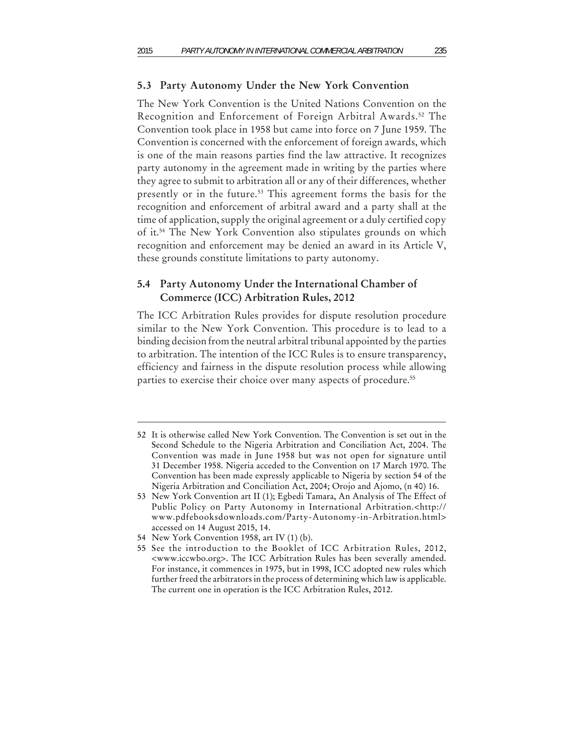### 5.3 Party Autonomy Under the New York Convention

The New York Convention is the United Nations Convention on the Recognition and Enforcement of Foreign Arbitral Awards.[52] The Convention took place in 1958 but came into force on 7 June 1959. The Convention is concerned with the enforcement of foreign awards, which is one of the main reasons parties find the law attractive. It recognizes party autonomy in the agreement made in writing by the parties where they agree to submit to arbitration all or any of their differences, whether presently or in the future.[53] This agreement forms the basis for the recognition and enforcement of arbitral award and a party shall at the time of application, supply the original agreement or a duly certified copy of it.[54] The New York Convention also stipulates grounds on which recognition and enforcement may be denied an award in its Article V, these grounds constitute limitations to party autonomy.

### 5.4 Party Autonomy Under the International Chamber of Commerce (ICC) Arbitration Rules, 2012

The ICC Arbitration Rules provides for dispute resolution procedure similar to the New York Convention. This procedure is to lead to a binding decision from the neutral arbitral tribunal appointed by the parties to arbitration. The intention of the ICC Rules is to ensure transparency, efficiency and fairness in the dispute resolution process while allowing parties to exercise their choice over many aspects of procedure.[55]

---

52 It is otherwise called New York Convention. The Convention is set out in the Second Schedule to the Nigeria Arbitration and Conciliation Act, 2004. The Convention was made in June 1958 but was not open for signature until 31 December 1958. Nigeria acceded to the Convention on 17 March 1970. The Convention has been made expressly applicable to Nigeria by section 54 of the Nigeria Arbitration and Conciliation Act, 2004; Orojo and Ajomo, (n 40) 16.

53 New York Convention art II (1); Egbedi Tamara, An Analysis of The Effect of Public Policy on Party Autonomy in International Arbitration.<http://www.pdfebooksdownloads.com/Party-Autonomy-in-Arbitration.html> accessed on 14 August 2015, 14.

54 New York Convention 1958, art IV (1) (b).

55 See the introduction to the Booklet of ICC Arbitration Rules, 2012, <www.iccwbo.org>. The ICC Arbitration Rules has been severally amended. For instance, it commences in 1975, but in 1998, ICC adopted new rules which further freed the arbitrators in the process of determining which law is applicable. The current one in operation is the ICC Arbitration Rules, 2012.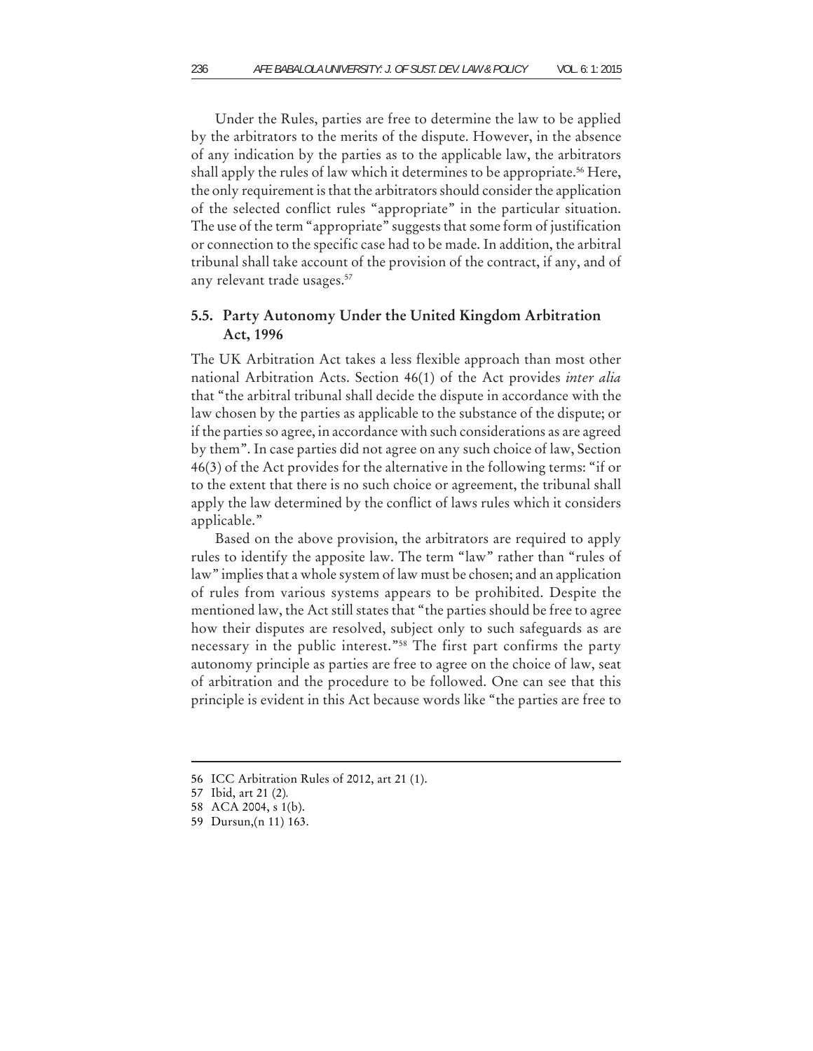Under the Rules, parties are free to determine the law to be applied by the arbitrators to the merits of the dispute. However, in the absence of any indication by the parties as to the applicable law, the arbitrators shall apply the rules of law which it determines to be appropriate.[56] Here, the only requirement is that the arbitrators should consider the application of the selected conflict rules "appropriate" in the particular situation. The use of the term "appropriate" suggests that some form of justification or connection to the specific case had to be made. In addition, the arbitral tribunal shall take account of the provision of the contract, if any, and of any relevant trade usages.[57]

## 5.5. Party Autonomy Under the United Kingdom Arbitration Act, 1996

The UK Arbitration Act takes a less flexible approach than most other national Arbitration Acts. Section 46(1) of the Act provides *inter alia* that "the arbitral tribunal shall decide the dispute in accordance with the law chosen by the parties as applicable to the substance of the dispute; or if the parties so agree, in accordance with such considerations as are agreed by them". In case parties did not agree on any such choice of law, Section 46(3) of the Act provides for the alternative in the following terms: "if or to the extent that there is no such choice or agreement, the tribunal shall apply the law determined by the conflict of laws rules which it considers applicable."

Based on the above provision, the arbitrators are required to apply rules to identify the apposite law. The term "law" rather than "rules of law" implies that a whole system of law must be chosen; and an application of rules from various systems appears to be prohibited. Despite the mentioned law, the Act still states that "the parties should be free to agree how their disputes are resolved, subject only to such safeguards as are necessary in the public interest."[58] The first part confirms the party autonomy principle as parties are free to agree on the choice of law, seat of arbitration and the procedure to be followed. One can see that this principle is evident in this Act because words like "the parties are free to

---

56 ICC Arbitration Rules of 2012, art 21 (1).

57 Ibid, art 21 (2).

58 ACA 2004, s 1(b).

59 Dursun,(n 11) 163.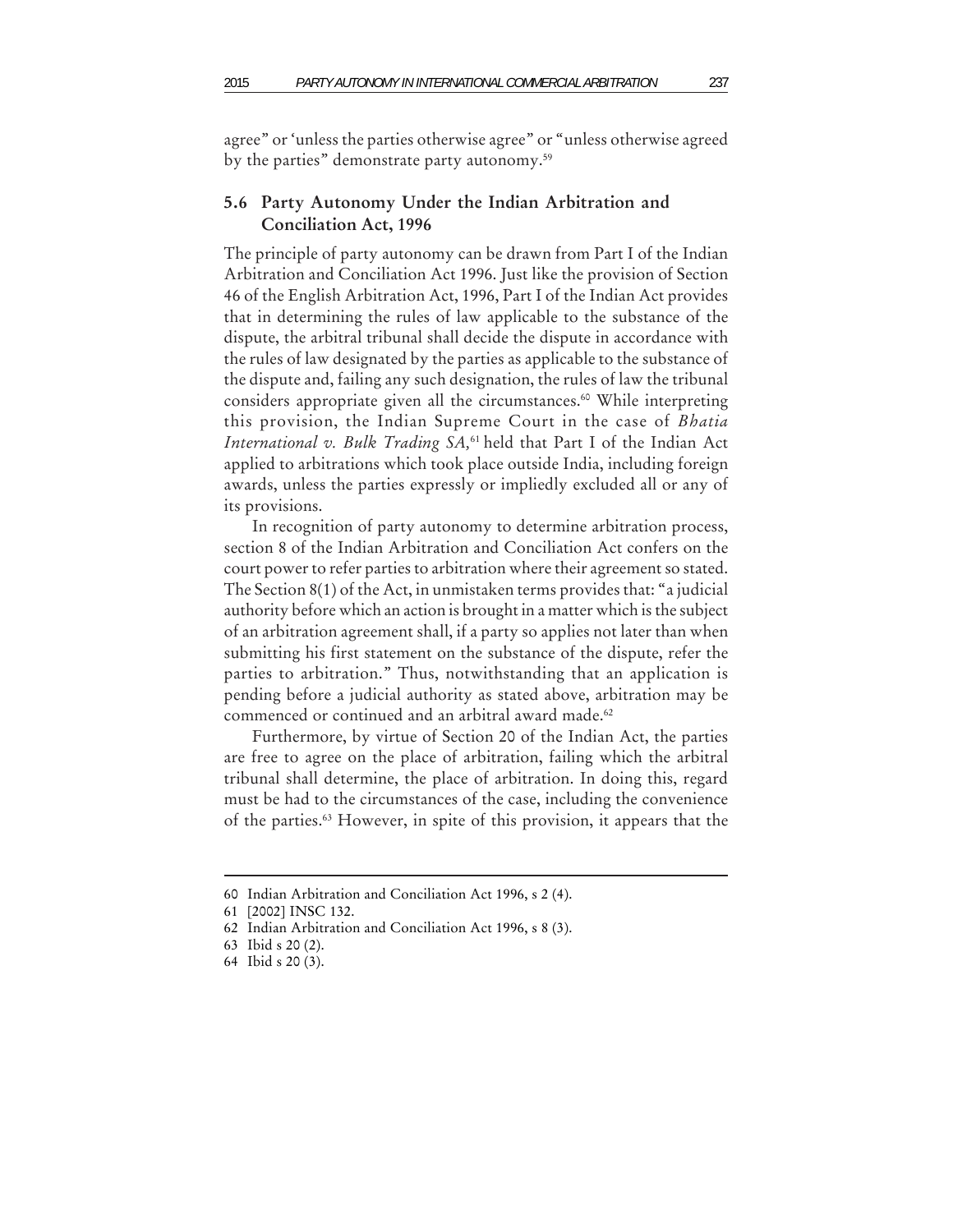agree" or 'unless the parties otherwise agree" or "unless otherwise agreed by the parties" demonstrate party autonomy.[59]

## 5.6 Party Autonomy Under the Indian Arbitration and Conciliation Act, 1996

The principle of party autonomy can be drawn from Part I of the Indian Arbitration and Conciliation Act 1996. Just like the provision of Section 46 of the English Arbitration Act, 1996, Part I of the Indian Act provides that in determining the rules of law applicable to the substance of the dispute, the arbitral tribunal shall decide the dispute in accordance with the rules of law designated by the parties as applicable to the substance of the dispute and, failing any such designation, the rules of law the tribunal considers appropriate given all the circumstances.[60] While interpreting this provision, the Indian Supreme Court in the case of *Bhatia International v. Bulk Trading SA,*[61] held that Part I of the Indian Act applied to arbitrations which took place outside India, including foreign awards, unless the parties expressly or impliedly excluded all or any of its provisions.

In recognition of party autonomy to determine arbitration process, section 8 of the Indian Arbitration and Conciliation Act confers on the court power to refer parties to arbitration where their agreement so stated. The Section 8(1) of the Act, in unmistaken terms provides that: "a judicial authority before which an action is brought in a matter which is the subject of an arbitration agreement shall, if a party so applies not later than when submitting his first statement on the substance of the dispute, refer the parties to arbitration." Thus, notwithstanding that an application is pending before a judicial authority as stated above, arbitration may be commenced or continued and an arbitral award made.[62]

Furthermore, by virtue of Section 20 of the Indian Act, the parties are free to agree on the place of arbitration, failing which the arbitral tribunal shall determine, the place of arbitration. In doing this, regard must be had to the circumstances of the case, including the convenience of the parties.[63] However, in spite of this provision, it appears that the

---

60 Indian Arbitration and Conciliation Act 1996, s 2 (4).

61 [2002] INSC 132.

62 Indian Arbitration and Conciliation Act 1996, s 8 (3).

63 Ibid s 20 (2).

64 Ibid s 20 (3).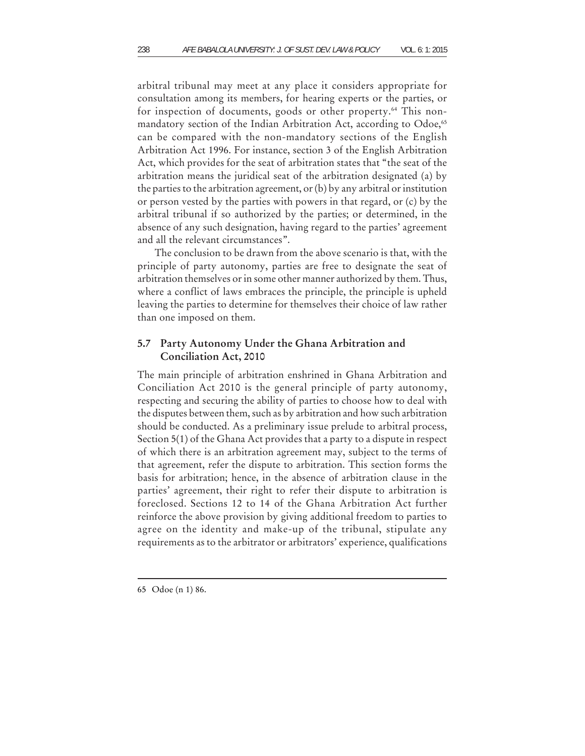arbitral tribunal may meet at any place it considers appropriate for consultation among its members, for hearing experts or the parties, or for inspection of documents, goods or other property.[64] This non-mandatory section of the Indian Arbitration Act, according to Odoe,[65] can be compared with the non-mandatory sections of the English Arbitration Act 1996. For instance, section 3 of the English Arbitration Act, which provides for the seat of arbitration states that "the seat of the arbitration means the juridical seat of the arbitration designated (a) by the parties to the arbitration agreement, or (b) by any arbitral or institution or person vested by the parties with powers in that regard, or (c) by the arbitral tribunal if so authorized by the parties; or determined, in the absence of any such designation, having regard to the parties' agreement and all the relevant circumstances".

The conclusion to be drawn from the above scenario is that, with the principle of party autonomy, parties are free to designate the seat of arbitration themselves or in some other manner authorized by them. Thus, where a conflict of laws embraces the principle, the principle is upheld leaving the parties to determine for themselves their choice of law rather than one imposed on them.

## 5.7 Party Autonomy Under the Ghana Arbitration and Conciliation Act, 2010

The main principle of arbitration enshrined in Ghana Arbitration and Conciliation Act 2010 is the general principle of party autonomy, respecting and securing the ability of parties to choose how to deal with the disputes between them, such as by arbitration and how such arbitration should be conducted. As a preliminary issue prelude to arbitral process, Section 5(1) of the Ghana Act provides that a party to a dispute in respect of which there is an arbitration agreement may, subject to the terms of that agreement, refer the dispute to arbitration. This section forms the basis for arbitration; hence, in the absence of arbitration clause in the parties' agreement, their right to refer their dispute to arbitration is foreclosed. Sections 12 to 14 of the Ghana Arbitration Act further reinforce the above provision by giving additional freedom to parties to agree on the identity and make-up of the tribunal, stipulate any requirements as to the arbitrator or arbitrators' experience, qualifications

---

65 Odoe (n 1) 86.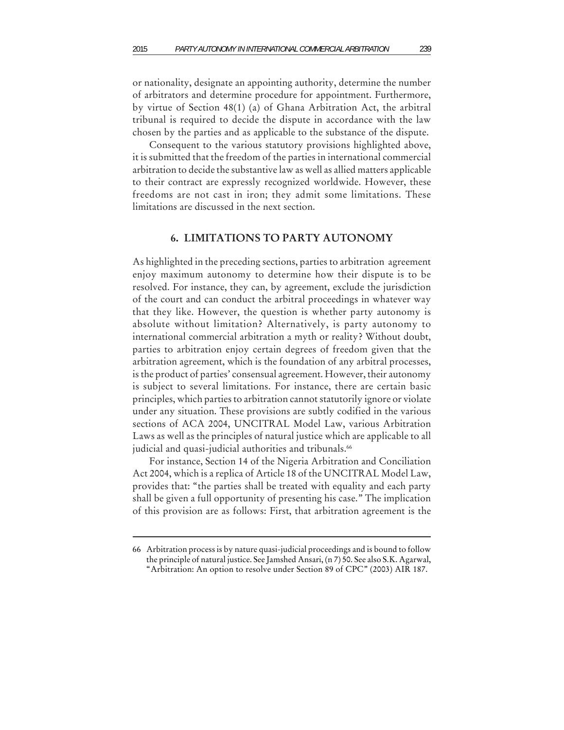or nationality, designate an appointing authority, determine the number of arbitrators and determine procedure for appointment. Furthermore, by virtue of Section 48(1) (a) of Ghana Arbitration Act, the arbitral tribunal is required to decide the dispute in accordance with the law chosen by the parties and as applicable to the substance of the dispute.

Consequent to the various statutory provisions highlighted above, it is submitted that the freedom of the parties in international commercial arbitration to decide the substantive law as well as allied matters applicable to their contract are expressly recognized worldwide. However, these freedoms are not cast in iron; they admit some limitations. These limitations are discussed in the next section.

## 6. LIMITATIONS TO PARTY AUTONOMY

As highlighted in the preceding sections, parties to arbitration agreement enjoy maximum autonomy to determine how their dispute is to be resolved. For instance, they can, by agreement, exclude the jurisdiction of the court and can conduct the arbitral proceedings in whatever way that they like. However, the question is whether party autonomy is absolute without limitation? Alternatively, is party autonomy to international commercial arbitration a myth or reality? Without doubt, parties to arbitration enjoy certain degrees of freedom given that the arbitration agreement, which is the foundation of any arbitral processes, is the product of parties' consensual agreement. However, their autonomy is subject to several limitations. For instance, there are certain basic principles, which parties to arbitration cannot statutorily ignore or violate under any situation. These provisions are subtly codified in the various sections of ACA 2004, UNCITRAL Model Law, various Arbitration Laws as well as the principles of natural justice which are applicable to all judicial and quasi-judicial authorities and tribunals.[66]

For instance, Section 14 of the Nigeria Arbitration and Conciliation Act 2004, which is a replica of Article 18 of the UNCITRAL Model Law, provides that: "the parties shall be treated with equality and each party shall be given a full opportunity of presenting his case." The implication of this provision are as follows: First, that arbitration agreement is the

---

66 Arbitration process is by nature quasi-judicial proceedings and is bound to follow the principle of natural justice. See Jamshed Ansari, (n 7) 50. See also S.K. Agarwal, "Arbitration: An option to resolve under Section 89 of CPC" (2003) AIR 187.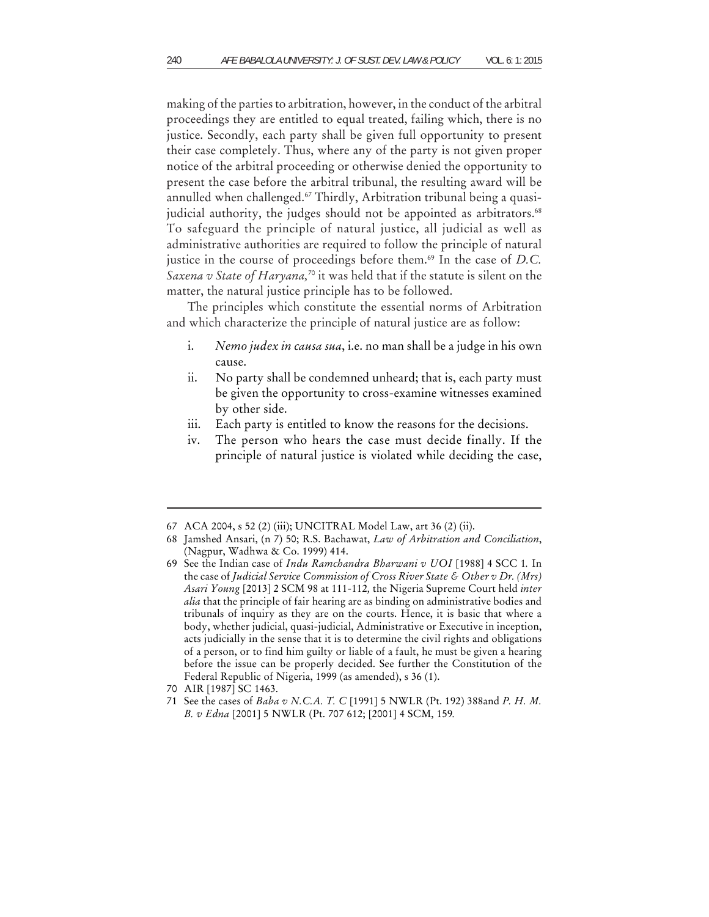making of the parties to arbitration, however, in the conduct of the arbitral proceedings they are entitled to equal treated, failing which, there is no justice. Secondly, each party shall be given full opportunity to present their case completely. Thus, where any of the party is not given proper notice of the arbitral proceeding or otherwise denied the opportunity to present the case before the arbitral tribunal, the resulting award will be annulled when challenged.[67] Thirdly, Arbitration tribunal being a quasi-judicial authority, the judges should not be appointed as arbitrators.[68] To safeguard the principle of natural justice, all judicial as well as administrative authorities are required to follow the principle of natural justice in the course of proceedings before them.[69] In the case of *D.C. Saxena v State of Haryana,*[70] it was held that if the statute is silent on the matter, the natural justice principle has to be followed.

The principles which constitute the essential norms of Arbitration and which characterize the principle of natural justice are as follow:

i. *Nemo judex in causa sua*, i.e. no man shall be a judge in his own cause.
ii. No party shall be condemned unheard; that is, each party must be given the opportunity to cross-examine witnesses examined by other side.
iii. Each party is entitled to know the reasons for the decisions.
iv. The person who hears the case must decide finally. If the principle of natural justice is violated while deciding the case,

---

67 ACA 2004, s 52 (2) (iii); UNCITRAL Model Law, art 36 (2) (ii).

68 Jamshed Ansari, (n 7) 50; R.S. Bachawat, *Law of Arbitration and Conciliation*, (Nagpur, Wadhwa & Co. 1999) 414.

69 See the Indian case of *Indu Ramchandra Bharwani v UOI* [1988] 4 SCC 1. In the case of *Judicial Service Commission of Cross River State & Other v Dr. (Mrs) Asari Young* [2013] 2 SCM 98 at 111-112, the Nigeria Supreme Court held *inter alia* that the principle of fair hearing are as binding on administrative bodies and tribunals of inquiry as they are on the courts. Hence, it is basic that where a body, whether judicial, quasi-judicial, Administrative or Executive in inception, acts judicially in the sense that it is to determine the civil rights and obligations of a person, or to find him guilty or liable of a fault, he must be given a hearing before the issue can be properly decided. See further the Constitution of the Federal Republic of Nigeria, 1999 (as amended), s 36 (1).

70 AIR [1987] SC 1463.

71 See the cases of *Baba v N.C.A. T. C* [1991] 5 NWLR (Pt. 192) 388and *P. H. M. B. v Edna* [2001] 5 NWLR (Pt. 707 612; [2001] 4 SCM, 159.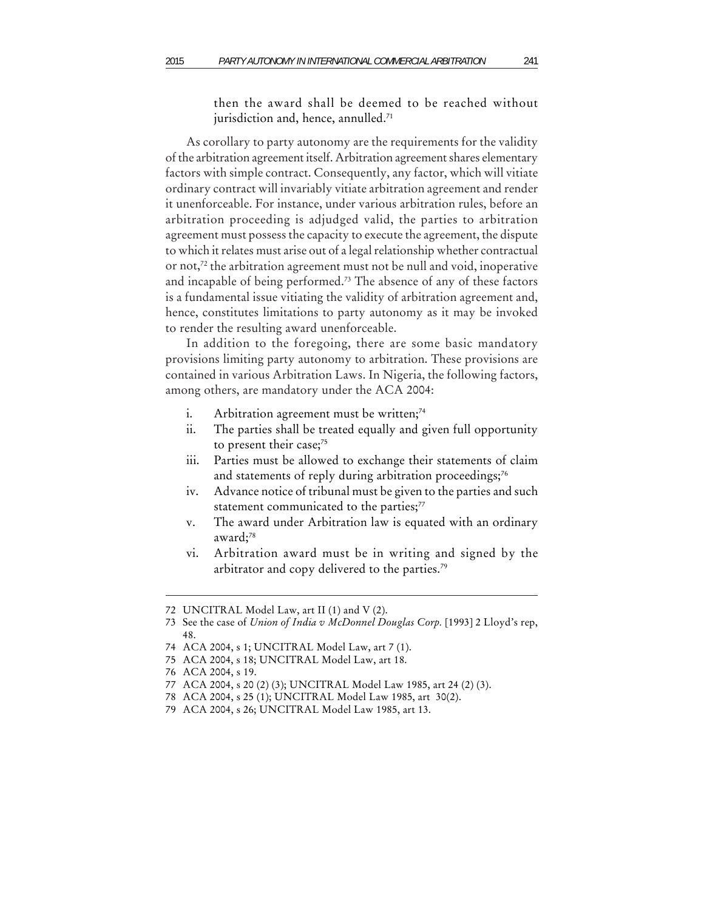then the award shall be deemed to be reached without jurisdiction and, hence, annulled.[71]

As corollary to party autonomy are the requirements for the validity of the arbitration agreement itself. Arbitration agreement shares elementary factors with simple contract. Consequently, any factor, which will vitiate ordinary contract will invariably vitiate arbitration agreement and render it unenforceable. For instance, under various arbitration rules, before an arbitration proceeding is adjudged valid, the parties to arbitration agreement must possess the capacity to execute the agreement, the dispute to which it relates must arise out of a legal relationship whether contractual or not,[72] the arbitration agreement must not be null and void, inoperative and incapable of being performed.[73] The absence of any of these factors is a fundamental issue vitiating the validity of arbitration agreement and, hence, constitutes limitations to party autonomy as it may be invoked to render the resulting award unenforceable.

In addition to the foregoing, there are some basic mandatory provisions limiting party autonomy to arbitration. These provisions are contained in various Arbitration Laws. In Nigeria, the following factors, among others, are mandatory under the ACA 2004:

i. Arbitration agreement must be written;[74]
ii. The parties shall be treated equally and given full opportunity to present their case;[75]
iii. Parties must be allowed to exchange their statements of claim and statements of reply during arbitration proceedings;[76]
iv. Advance notice of tribunal must be given to the parties and such statement communicated to the parties;[77]
v. The award under Arbitration law is equated with an ordinary award;[78]
vi. Arbitration award must be in writing and signed by the arbitrator and copy delivered to the parties.[79]

---

72 UNCITRAL Model Law, art II (1) and V (2).

73 See the case of *Union of India v McDonnel Douglas Corp.* [1993] 2 Lloyd's rep, 48.

74 ACA 2004, s 1; UNCITRAL Model Law, art 7 (1).

75 ACA 2004, s 18; UNCITRAL Model Law, art 18.

76 ACA 2004, s 19.

77 ACA 2004, s 20 (2) (3); UNCITRAL Model Law 1985, art 24 (2) (3).

78 ACA 2004, s 25 (1); UNCITRAL Model Law 1985, art 30(2).

79 ACA 2004, s 26; UNCITRAL Model Law 1985, art 13.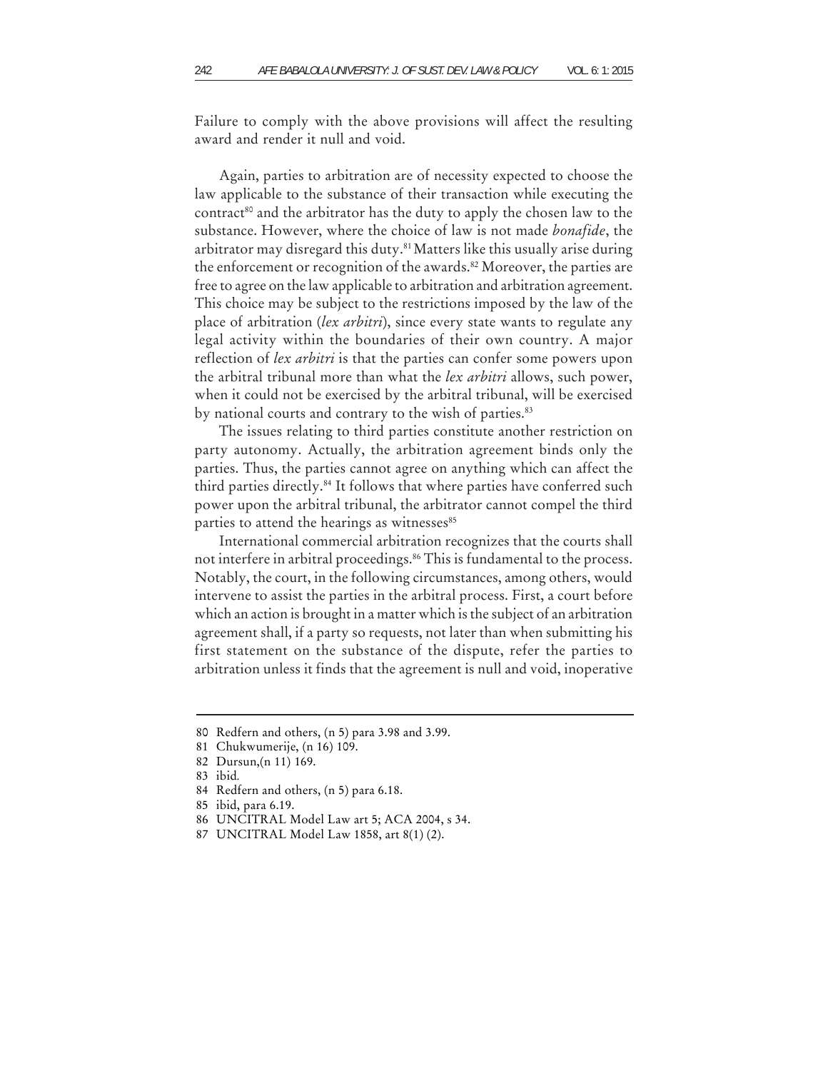Failure to comply with the above provisions will affect the resulting award and render it null and void.

Again, parties to arbitration are of necessity expected to choose the law applicable to the substance of their transaction while executing the contract[80] and the arbitrator has the duty to apply the chosen law to the substance. However, where the choice of law is not made *bonafide*, the arbitrator may disregard this duty.[81] Matters like this usually arise during the enforcement or recognition of the awards.[82] Moreover, the parties are free to agree on the law applicable to arbitration and arbitration agreement. This choice may be subject to the restrictions imposed by the law of the place of arbitration (*lex arbitri*), since every state wants to regulate any legal activity within the boundaries of their own country. A major reflection of *lex arbitri* is that the parties can confer some powers upon the arbitral tribunal more than what the *lex arbitri* allows, such power, when it could not be exercised by the arbitral tribunal, will be exercised by national courts and contrary to the wish of parties.[83]

The issues relating to third parties constitute another restriction on party autonomy. Actually, the arbitration agreement binds only the parties. Thus, the parties cannot agree on anything which can affect the third parties directly.[84] It follows that where parties have conferred such power upon the arbitral tribunal, the arbitrator cannot compel the third parties to attend the hearings as witnesses[85]

International commercial arbitration recognizes that the courts shall not interfere in arbitral proceedings.[86] This is fundamental to the process. Notably, the court, in the following circumstances, among others, would intervene to assist the parties in the arbitral process. First, a court before which an action is brought in a matter which is the subject of an arbitration agreement shall, if a party so requests, not later than when submitting his first statement on the substance of the dispute, refer the parties to arbitration unless it finds that the agreement is null and void, inoperative

---

80 Redfern and others, (n 5) para 3.98 and 3.99.

81 Chukwumerije, (n 16) 109.

82 Dursun,(n 11) 169.

83 ibid.

84 Redfern and others, (n 5) para 6.18.

85 ibid, para 6.19.

86 UNCITRAL Model Law art 5; ACA 2004, s 34.

87 UNCITRAL Model Law 1858, art 8(1) (2).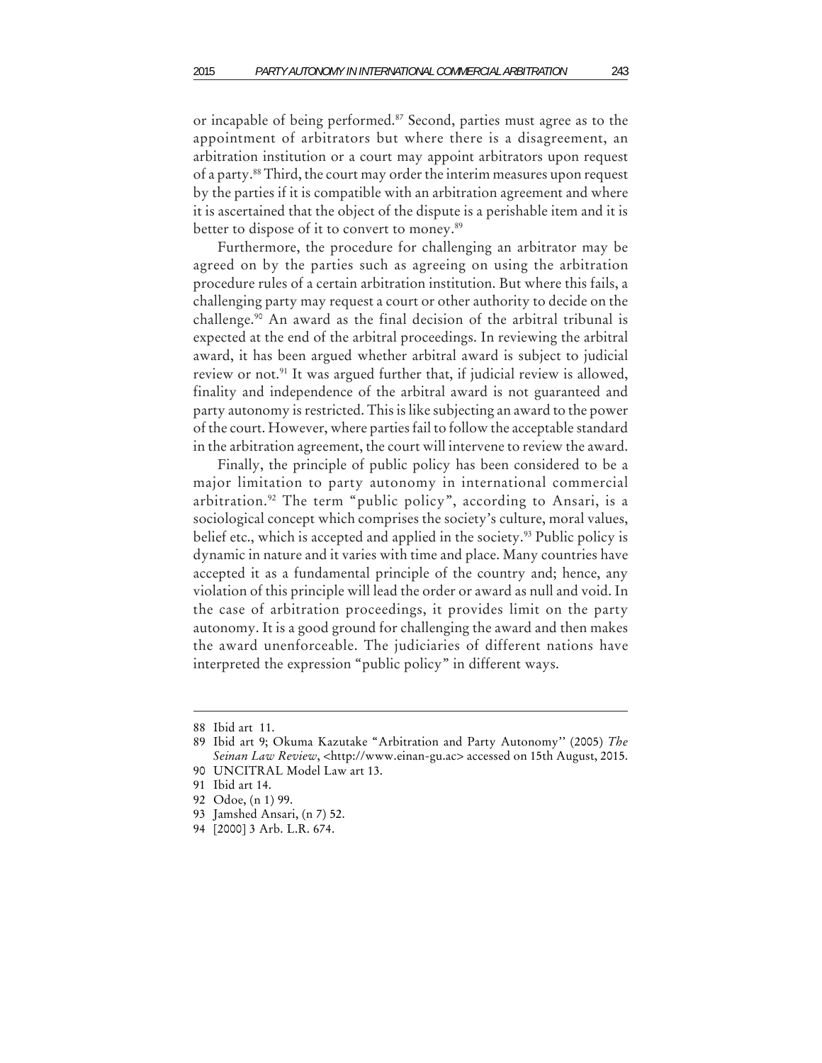or incapable of being performed.[87] Second, parties must agree as to the appointment of arbitrators but where there is a disagreement, an arbitration institution or a court may appoint arbitrators upon request of a party.[88] Third, the court may order the interim measures upon request by the parties if it is compatible with an arbitration agreement and where it is ascertained that the object of the dispute is a perishable item and it is better to dispose of it to convert to money.[89]

Furthermore, the procedure for challenging an arbitrator may be agreed on by the parties such as agreeing on using the arbitration procedure rules of a certain arbitration institution. But where this fails, a challenging party may request a court or other authority to decide on the challenge.[90] An award as the final decision of the arbitral tribunal is expected at the end of the arbitral proceedings. In reviewing the arbitral award, it has been argued whether arbitral award is subject to judicial review or not.[91] It was argued further that, if judicial review is allowed, finality and independence of the arbitral award is not guaranteed and party autonomy is restricted. This is like subjecting an award to the power of the court. However, where parties fail to follow the acceptable standard in the arbitration agreement, the court will intervene to review the award.

Finally, the principle of public policy has been considered to be a major limitation to party autonomy in international commercial arbitration.[92] The term "public policy", according to Ansari, is a sociological concept which comprises the society's culture, moral values, belief etc., which is accepted and applied in the society.[93] Public policy is dynamic in nature and it varies with time and place. Many countries have accepted it as a fundamental principle of the country and; hence, any violation of this principle will lead the order or award as null and void. In the case of arbitration proceedings, it provides limit on the party autonomy. It is a good ground for challenging the award and then makes the award unenforceable. The judiciaries of different nations have interpreted the expression "public policy" in different ways.

---

88 Ibid art 11.

89 Ibid art 9; Okuma Kazutake "Arbitration and Party Autonomy'' (2005) *The Seinan Law Review*, <http://www.einan-gu.ac> accessed on 15th August, 2015.

90 UNCITRAL Model Law art 13.

91 Ibid art 14.

92 Odoe, (n 1) 99.

93 Jamshed Ansari, (n 7) 52.

94 [2000] 3 Arb. L.R. 674.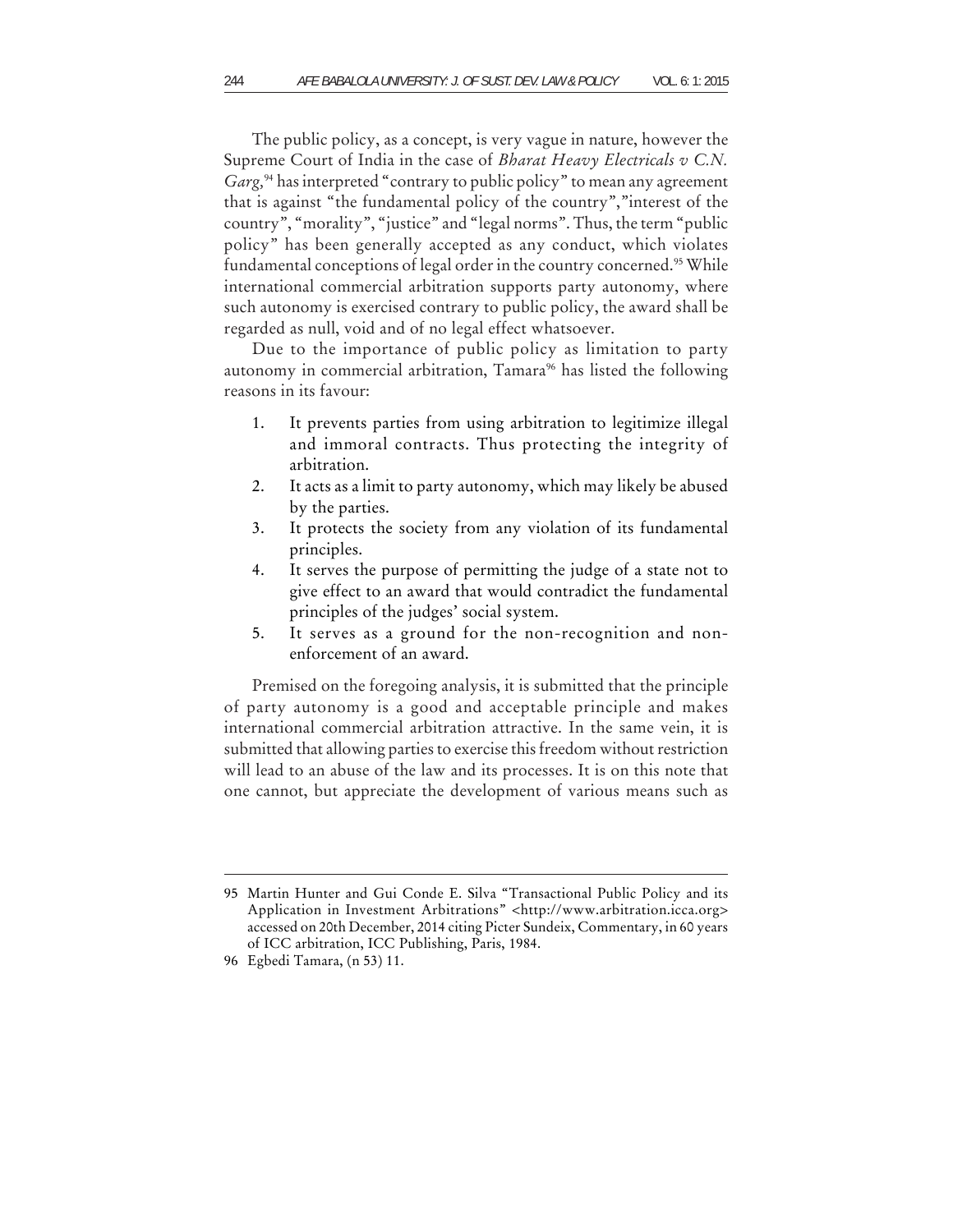The public policy, as a concept, is very vague in nature, however the Supreme Court of India in the case of *Bharat Heavy Electricals v C.N. Garg,*[94] has interpreted "contrary to public policy" to mean any agreement that is against "the fundamental policy of the country","interest of the country", "morality", "justice" and "legal norms". Thus, the term "public policy" has been generally accepted as any conduct, which violates fundamental conceptions of legal order in the country concerned.[95] While international commercial arbitration supports party autonomy, where such autonomy is exercised contrary to public policy, the award shall be regarded as null, void and of no legal effect whatsoever.

Due to the importance of public policy as limitation to party autonomy in commercial arbitration, Tamara[96] has listed the following reasons in its favour:

1. It prevents parties from using arbitration to legitimize illegal and immoral contracts. Thus protecting the integrity of arbitration.
2. It acts as a limit to party autonomy, which may likely be abused by the parties.
3. It protects the society from any violation of its fundamental principles.
4. It serves the purpose of permitting the judge of a state not to give effect to an award that would contradict the fundamental principles of the judges' social system.
5. It serves as a ground for the non-recognition and non-enforcement of an award.

Premised on the foregoing analysis, it is submitted that the principle of party autonomy is a good and acceptable principle and makes international commercial arbitration attractive. In the same vein, it is submitted that allowing parties to exercise this freedom without restriction will lead to an abuse of the law and its processes. It is on this note that one cannot, but appreciate the development of various means such as

---

95 Martin Hunter and Gui Conde E. Silva "Transactional Public Policy and its Application in Investment Arbitrations" <http://www.arbitration.icca.org> accessed on 20th December, 2014 citing Picter Sundeix, Commentary, in 60 years of ICC arbitration, ICC Publishing, Paris, 1984.

96 Egbedi Tamara, (n 53) 11.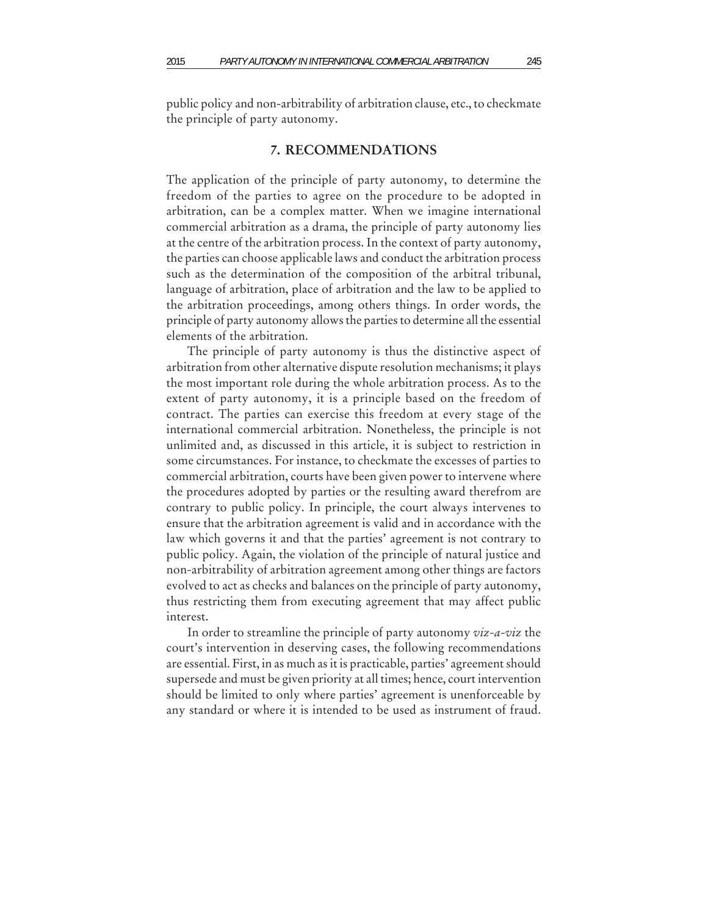public policy and non-arbitrability of arbitration clause, etc., to checkmate the principle of party autonomy.

## 7. RECOMMENDATIONS

The application of the principle of party autonomy, to determine the freedom of the parties to agree on the procedure to be adopted in arbitration, can be a complex matter. When we imagine international commercial arbitration as a drama, the principle of party autonomy lies at the centre of the arbitration process. In the context of party autonomy, the parties can choose applicable laws and conduct the arbitration process such as the determination of the composition of the arbitral tribunal, language of arbitration, place of arbitration and the law to be applied to the arbitration proceedings, among others things. In order words, the principle of party autonomy allows the parties to determine all the essential elements of the arbitration.

The principle of party autonomy is thus the distinctive aspect of arbitration from other alternative dispute resolution mechanisms; it plays the most important role during the whole arbitration process. As to the extent of party autonomy, it is a principle based on the freedom of contract. The parties can exercise this freedom at every stage of the international commercial arbitration. Nonetheless, the principle is not unlimited and, as discussed in this article, it is subject to restriction in some circumstances. For instance, to checkmate the excesses of parties to commercial arbitration, courts have been given power to intervene where the procedures adopted by parties or the resulting award therefrom are contrary to public policy. In principle, the court always intervenes to ensure that the arbitration agreement is valid and in accordance with the law which governs it and that the parties' agreement is not contrary to public policy. Again, the violation of the principle of natural justice and non-arbitrability of arbitration agreement among other things are factors evolved to act as checks and balances on the principle of party autonomy, thus restricting them from executing agreement that may affect public interest.

In order to streamline the principle of party autonomy *viz-a-viz* the court's intervention in deserving cases, the following recommendations are essential. First, in as much as it is practicable, parties' agreement should supersede and must be given priority at all times; hence, court intervention should be limited to only where parties' agreement is unenforceable by any standard or where it is intended to be used as instrument of fraud.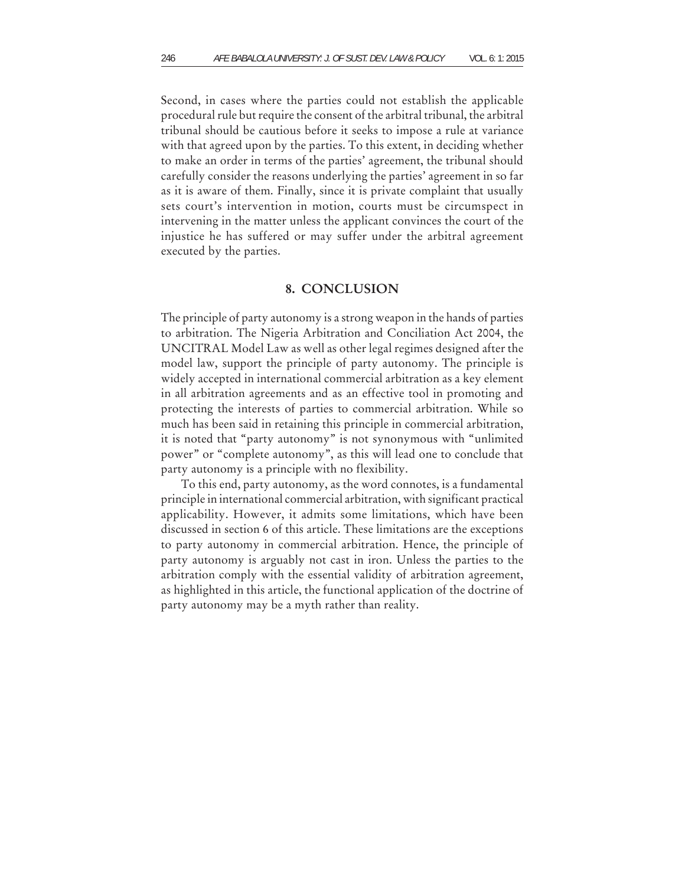Second, in cases where the parties could not establish the applicable procedural rule but require the consent of the arbitral tribunal, the arbitral tribunal should be cautious before it seeks to impose a rule at variance with that agreed upon by the parties. To this extent, in deciding whether to make an order in terms of the parties' agreement, the tribunal should carefully consider the reasons underlying the parties' agreement in so far as it is aware of them. Finally, since it is private complaint that usually sets court's intervention in motion, courts must be circumspect in intervening in the matter unless the applicant convinces the court of the injustice he has suffered or may suffer under the arbitral agreement executed by the parties.

## 8. CONCLUSION

The principle of party autonomy is a strong weapon in the hands of parties to arbitration. The Nigeria Arbitration and Conciliation Act 2004, the UNCITRAL Model Law as well as other legal regimes designed after the model law, support the principle of party autonomy. The principle is widely accepted in international commercial arbitration as a key element in all arbitration agreements and as an effective tool in promoting and protecting the interests of parties to commercial arbitration. While so much has been said in retaining this principle in commercial arbitration, it is noted that "party autonomy" is not synonymous with "unlimited power" or "complete autonomy", as this will lead one to conclude that party autonomy is a principle with no flexibility.

To this end, party autonomy, as the word connotes, is a fundamental principle in international commercial arbitration, with significant practical applicability. However, it admits some limitations, which have been discussed in section 6 of this article. These limitations are the exceptions to party autonomy in commercial arbitration. Hence, the principle of party autonomy is arguably not cast in iron. Unless the parties to the arbitration comply with the essential validity of arbitration agreement, as highlighted in this article, the functional application of the doctrine of party autonomy may be a myth rather than reality.